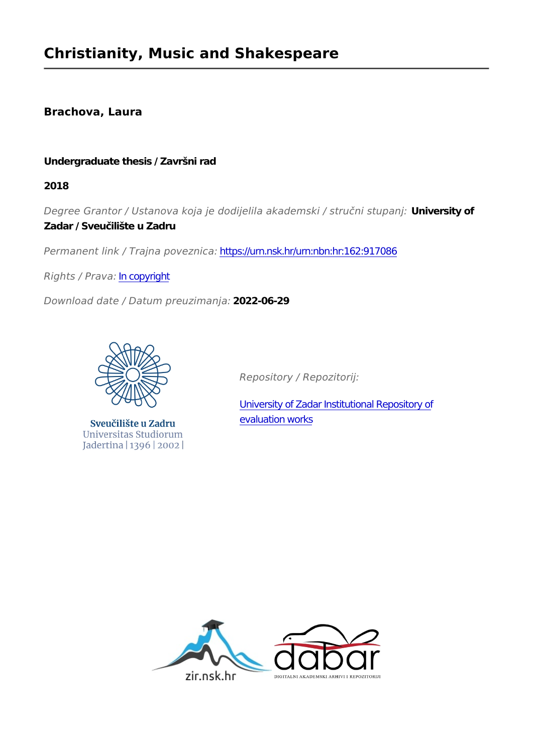# Christianity, Music and Shakespeare

**Brachova, Laura**

**Undergraduate thesis / Završni rad**

**2018**

*Degree Grantor / Ustanova koja je dodijelila akademski / stručni stupanj:* **University of Zadar / Sveučilište u Zadru**

*Permanent link / Trajna poveznica:* https://urn.nsk.hr/urn:nbn:hr:162:917086

*Rights / Prava:* In copyright

*Download date / Datum preuzimanja:* **2022-06-29**

Sveučilište u Zadru
Universitas Studiorum Jadertina | 1396 | 2002 |

*Repository / Repozitorij:*

University of Zadar Institutional Repository of evaluation works

zir.nsk.hr

dabar
DIGITALNI AKADEMSKI ARHIVI I REPOZITORIJI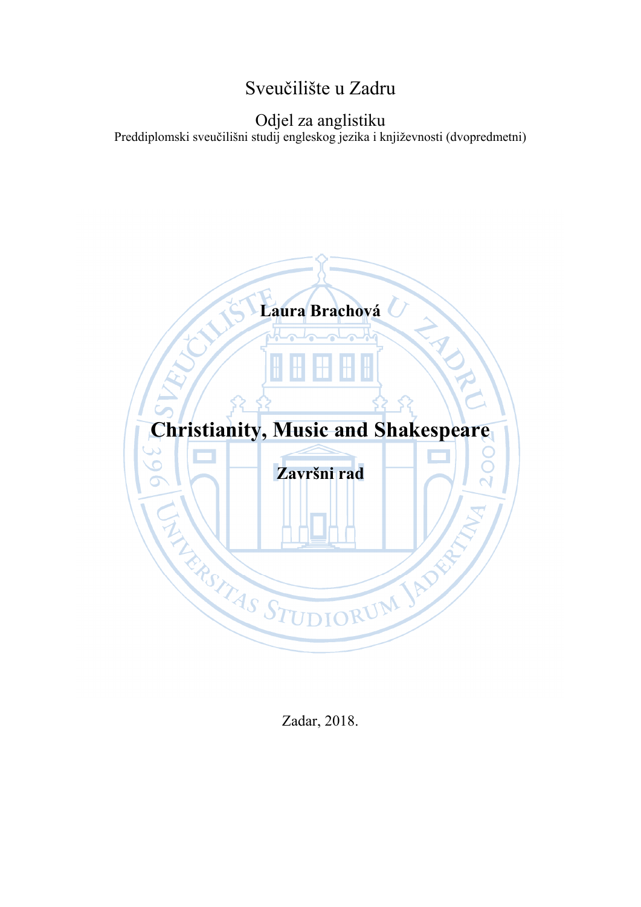Sveučilište u Zadru

Odjel za anglistiku

Preddiplomski sveučilišni studij engleskog jezika i književnosti (dvopredmetni)

**Laura Brachová**

# Christianity, Music and Shakespeare

**Završni rad**

Zadar, 2018.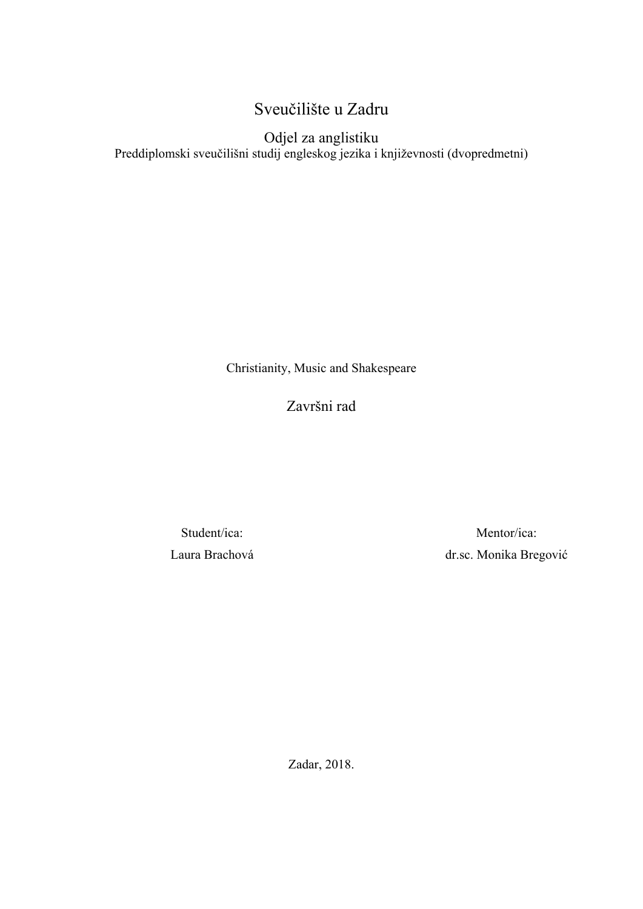Sveučilište u Zadru

Odjel za anglistiku

Preddiplomski sveučilišni studij engleskog jezika i književnosti (dvopredmetni)

Christianity, Music and Shakespeare

Završni rad

Student/ica:

Laura Brachová

Mentor/ica:

dr.sc. Monika Bregović

Zadar, 2018.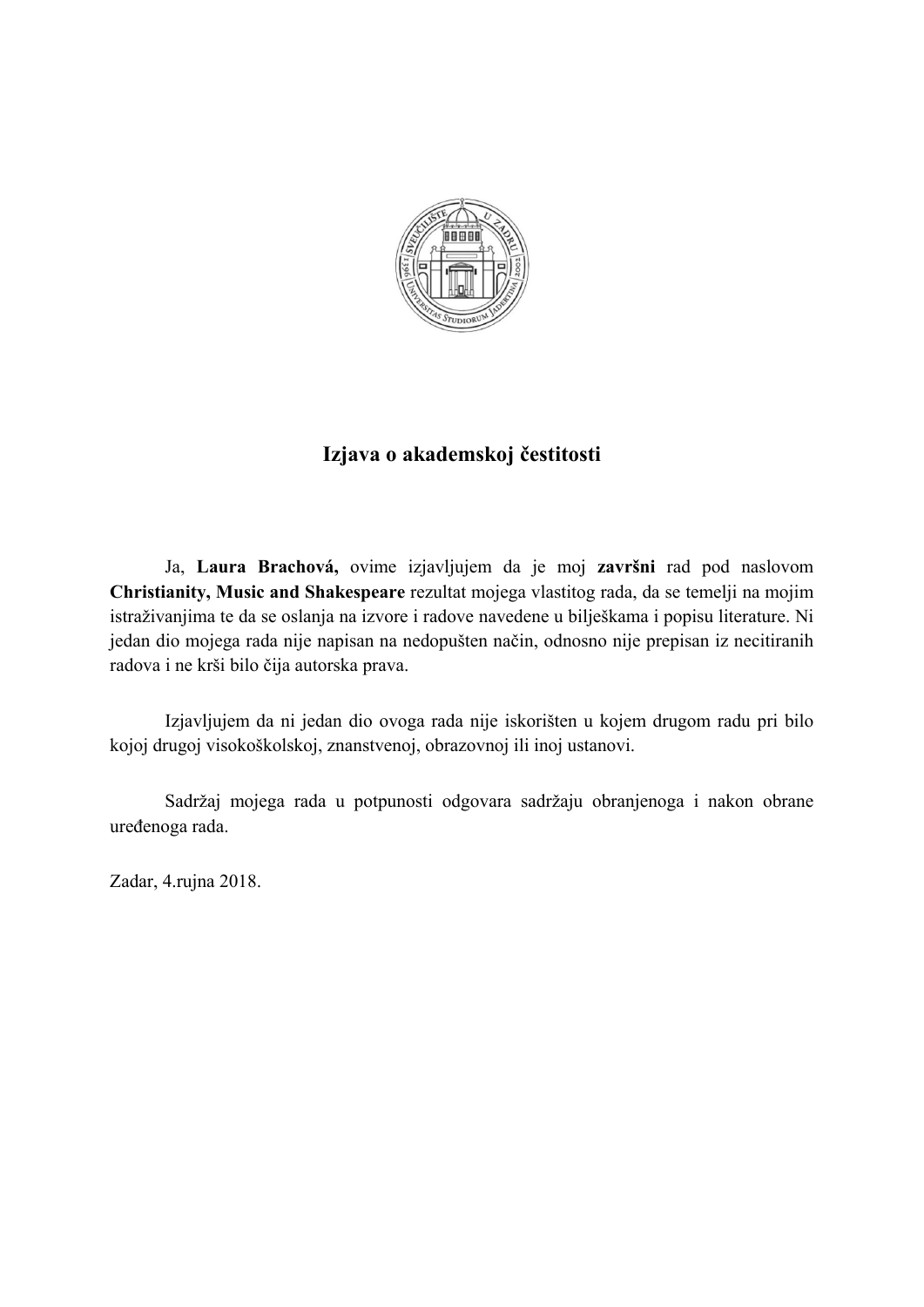# Izjava o akademskoj čestitosti

Ja, **Laura Brachová,** ovime izjavljujem da je moj **završni** rad pod naslovom **Christianity, Music and Shakespeare** rezultat mojega vlastitog rada, da se temelji na mojim istraživanjima te da se oslanja na izvore i radove navedene u bilješkama i popisu literature. Ni jedan dio mojega rada nije napisan na nedopušten način, odnosno nije prepisan iz necitiranih radova i ne krši bilo čija autorska prava.

Izjavljujem da ni jedan dio ovoga rada nije iskorišten u kojem drugom radu pri bilo kojoj drugoj visokoškolskoj, znanstvenoj, obrazovnoj ili inoj ustanovi.

Sadržaj mojega rada u potpunosti odgovara sadržaju obranjenoga i nakon obrane uređenoga rada.

Zadar, 4.rujna 2018.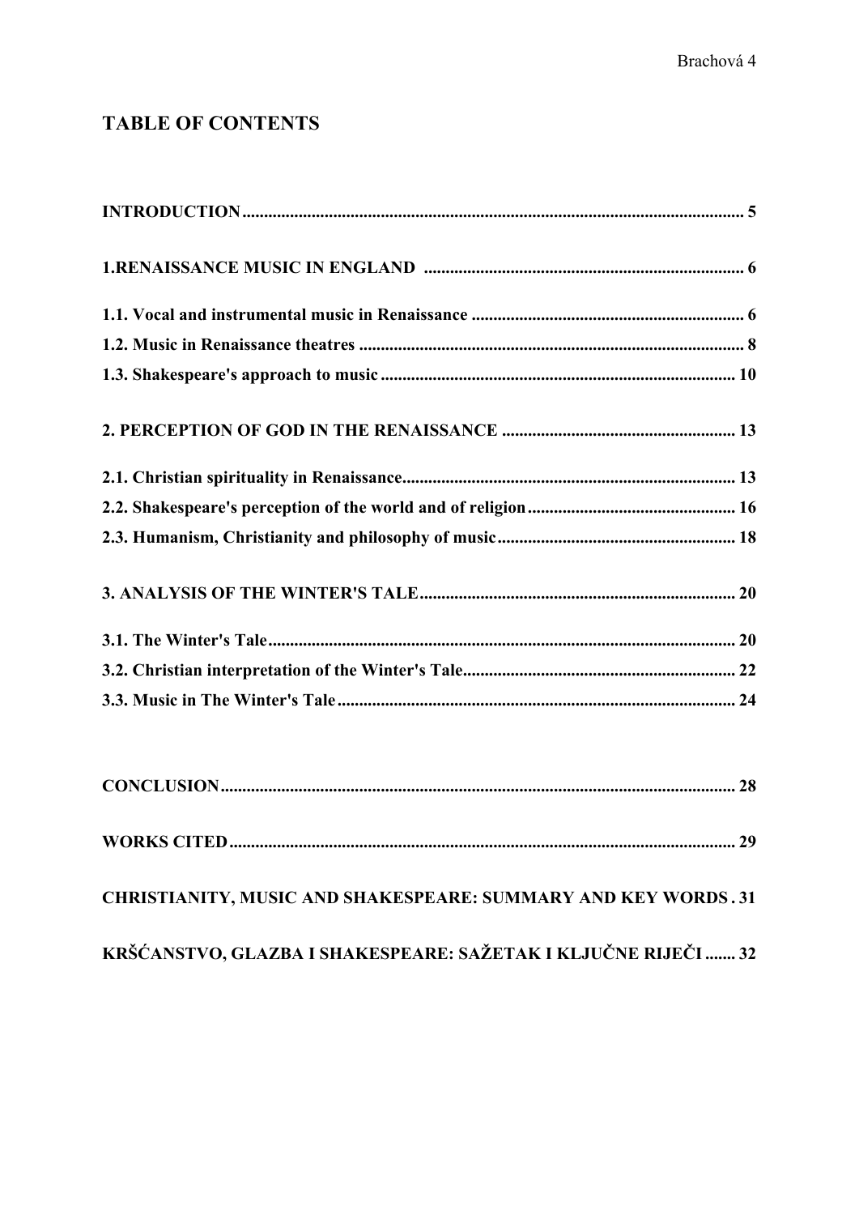## TABLE OF CONTENTS

**INTRODUCTION** .......... **5**

**1.RENAISSANCE MUSIC IN ENGLAND** .......... **6**

**1.1. Vocal and instrumental music in Renaissance** .......... **6**

**1.2. Music in Renaissance theatres** .......... **8**

**1.3. Shakespeare's approach to music** .......... **10**

**2. PERCEPTION OF GOD IN THE RENAISSANCE** .......... **13**

**2.1. Christian spirituality in Renaissance** .......... **13**

**2.2. Shakespeare's perception of the world and of religion** .......... **16**

**2.3. Humanism, Christianity and philosophy of music** .......... **18**

**3. ANALYSIS OF THE WINTER'S TALE** .......... **20**

**3.1. The Winter's Tale** .......... **20**

**3.2. Christian interpretation of the Winter's Tale** .......... **22**

**3.3. Music in The Winter's Tale** .......... **24**

**CONCLUSION** .......... **28**

**WORKS CITED** .......... **29**

**CHRISTIANITY, MUSIC AND SHAKESPEARE: SUMMARY AND KEY WORDS** . **31**

**KRŠĆANSTVO, GLAZBA I SHAKESPEARE: SAŽETAK I KLJUČNE RIJEČI** .......... **32**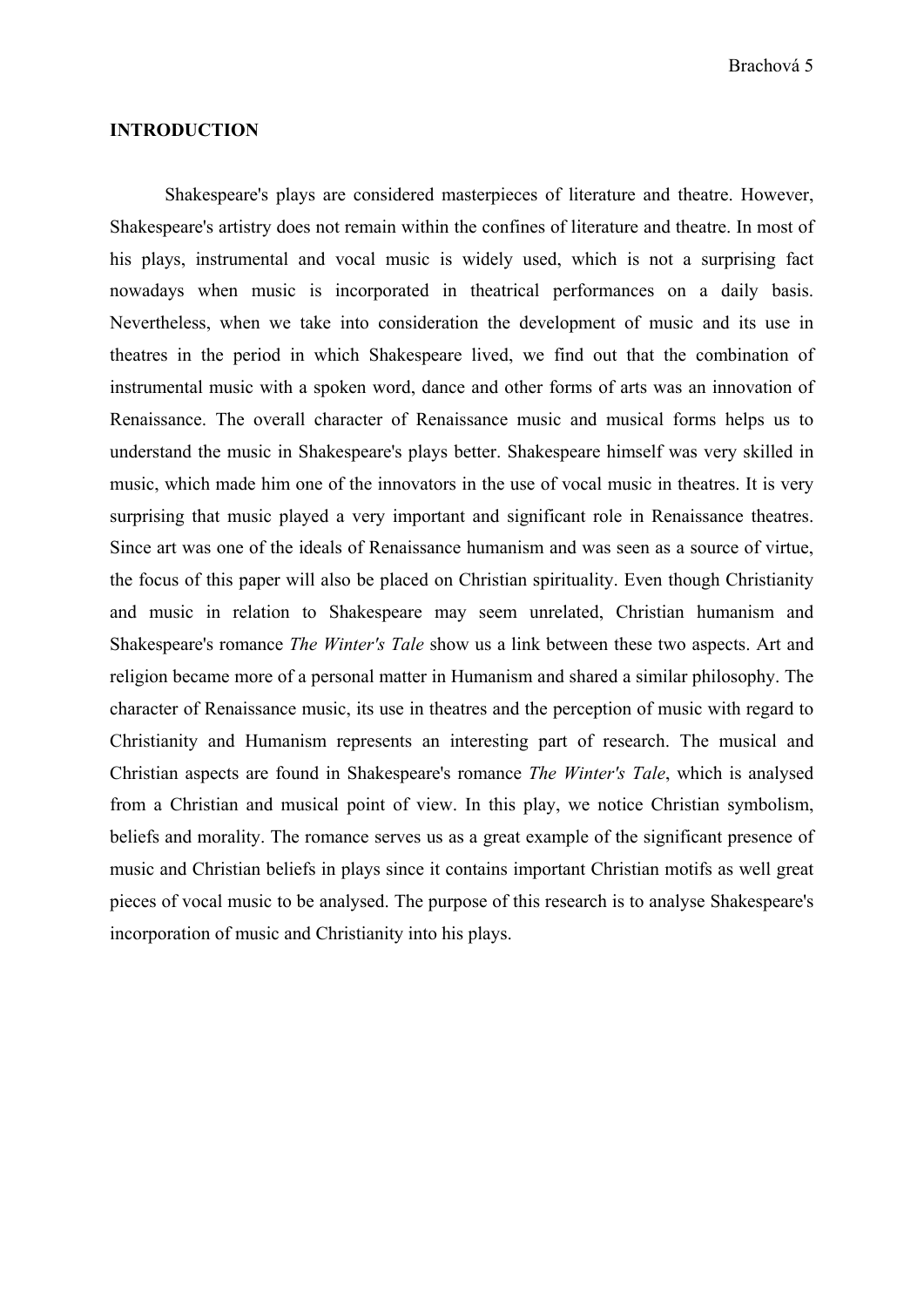# INTRODUCTION

Shakespeare's plays are considered masterpieces of literature and theatre. However, Shakespeare's artistry does not remain within the confines of literature and theatre. In most of his plays, instrumental and vocal music is widely used, which is not a surprising fact nowadays when music is incorporated in theatrical performances on a daily basis. Nevertheless, when we take into consideration the development of music and its use in theatres in the period in which Shakespeare lived, we find out that the combination of instrumental music with a spoken word, dance and other forms of arts was an innovation of Renaissance. The overall character of Renaissance music and musical forms helps us to understand the music in Shakespeare's plays better. Shakespeare himself was very skilled in music, which made him one of the innovators in the use of vocal music in theatres. It is very surprising that music played a very important and significant role in Renaissance theatres. Since art was one of the ideals of Renaissance humanism and was seen as a source of virtue, the focus of this paper will also be placed on Christian spirituality. Even though Christianity and music in relation to Shakespeare may seem unrelated, Christian humanism and Shakespeare's romance *The Winter's Tale* show us a link between these two aspects. Art and religion became more of a personal matter in Humanism and shared a similar philosophy. The character of Renaissance music, its use in theatres and the perception of music with regard to Christianity and Humanism represents an interesting part of research. The musical and Christian aspects are found in Shakespeare's romance *The Winter's Tale*, which is analysed from a Christian and musical point of view. In this play, we notice Christian symbolism, beliefs and morality. The romance serves us as a great example of the significant presence of music and Christian beliefs in plays since it contains important Christian motifs as well great pieces of vocal music to be analysed. The purpose of this research is to analyse Shakespeare's incorporation of music and Christianity into his plays.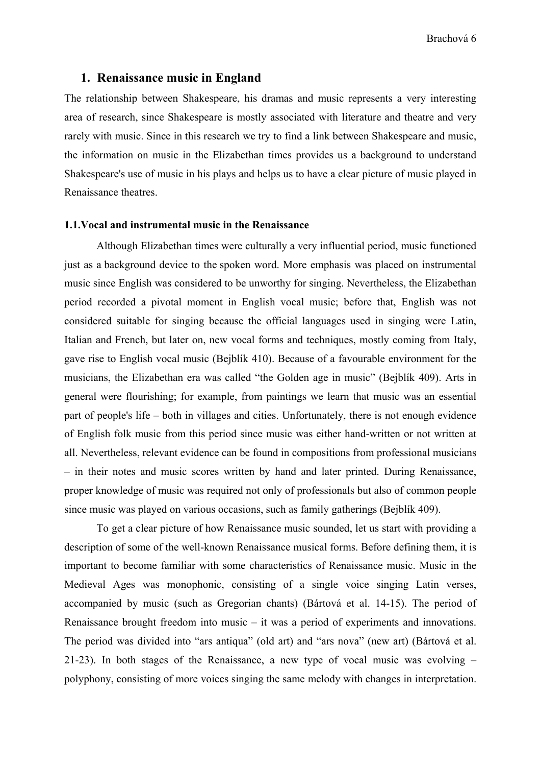## 1. Renaissance music in England

The relationship between Shakespeare, his dramas and music represents a very interesting area of research, since Shakespeare is mostly associated with literature and theatre and very rarely with music. Since in this research we try to find a link between Shakespeare and music, the information on music in the Elizabethan times provides us a background to understand Shakespeare's use of music in his plays and helps us to have a clear picture of music played in Renaissance theatres.

### 1.1. Vocal and instrumental music in the Renaissance

Although Elizabethan times were culturally a very influential period, music functioned just as a background device to the spoken word. More emphasis was placed on instrumental music since English was considered to be unworthy for singing. Nevertheless, the Elizabethan period recorded a pivotal moment in English vocal music; before that, English was not considered suitable for singing because the official languages used in singing were Latin, Italian and French, but later on, new vocal forms and techniques, mostly coming from Italy, gave rise to English vocal music (Bejblík 410). Because of a favourable environment for the musicians, the Elizabethan era was called "the Golden age in music" (Bejblík 409). Arts in general were flourishing; for example, from paintings we learn that music was an essential part of people's life – both in villages and cities. Unfortunately, there is not enough evidence of English folk music from this period since music was either hand-written or not written at all. Nevertheless, relevant evidence can be found in compositions from professional musicians – in their notes and music scores written by hand and later printed. During Renaissance, proper knowledge of music was required not only of professionals but also of common people since music was played on various occasions, such as family gatherings (Bejblík 409).

To get a clear picture of how Renaissance music sounded, let us start with providing a description of some of the well-known Renaissance musical forms. Before defining them, it is important to become familiar with some characteristics of Renaissance music. Music in the Medieval Ages was monophonic, consisting of a single voice singing Latin verses, accompanied by music (such as Gregorian chants) (Bártová et al. 14-15). The period of Renaissance brought freedom into music – it was a period of experiments and innovations. The period was divided into "ars antiqua" (old art) and "ars nova" (new art) (Bártová et al. 21-23). In both stages of the Renaissance, a new type of vocal music was evolving – polyphony, consisting of more voices singing the same melody with changes in interpretation.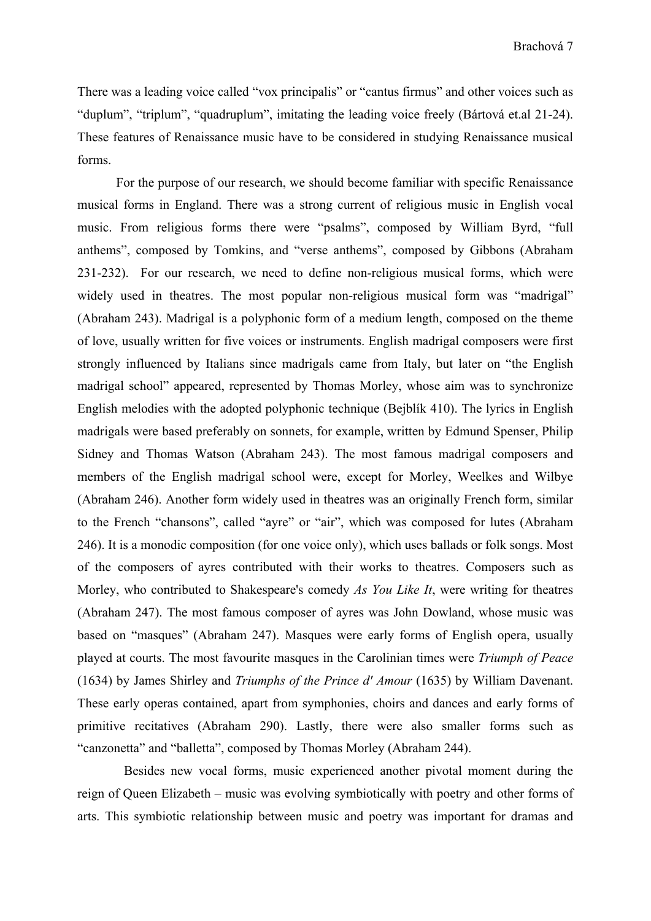There was a leading voice called “vox principalis” or “cantus firmus” and other voices such as “duplum”, “triplum”, “quadruplum”, imitating the leading voice freely (Bártová et.al 21-24). These features of Renaissance music have to be considered in studying Renaissance musical forms.

For the purpose of our research, we should become familiar with specific Renaissance musical forms in England. There was a strong current of religious music in English vocal music. From religious forms there were “psalms”, composed by William Byrd, “full anthems”, composed by Tomkins, and “verse anthems”, composed by Gibbons (Abraham 231-232). For our research, we need to define non-religious musical forms, which were widely used in theatres. The most popular non-religious musical form was “madrigal” (Abraham 243). Madrigal is a polyphonic form of a medium length, composed on the theme of love, usually written for five voices or instruments. English madrigal composers were first strongly influenced by Italians since madrigals came from Italy, but later on “the English madrigal school” appeared, represented by Thomas Morley, whose aim was to synchronize English melodies with the adopted polyphonic technique (Bejblík 410). The lyrics in English madrigals were based preferably on sonnets, for example, written by Edmund Spenser, Philip Sidney and Thomas Watson (Abraham 243). The most famous madrigal composers and members of the English madrigal school were, except for Morley, Weelkes and Wilbye (Abraham 246). Another form widely used in theatres was an originally French form, similar to the French “chansons”, called “ayre” or “air”, which was composed for lutes (Abraham 246). It is a monodic composition (for one voice only), which uses ballads or folk songs. Most of the composers of ayres contributed with their works to theatres. Composers such as Morley, who contributed to Shakespeare's comedy *As You Like It*, were writing for theatres (Abraham 247). The most famous composer of ayres was John Dowland, whose music was based on “masques” (Abraham 247). Masques were early forms of English opera, usually played at courts. The most favourite masques in the Carolinian times were *Triumph of Peace* (1634) by James Shirley and *Triumphs of the Prince d' Amour* (1635) by William Davenant. These early operas contained, apart from symphonies, choirs and dances and early forms of primitive recitatives (Abraham 290). Lastly, there were also smaller forms such as “canzonetta” and “balletta”, composed by Thomas Morley (Abraham 244).

Besides new vocal forms, music experienced another pivotal moment during the reign of Queen Elizabeth – music was evolving symbiotically with poetry and other forms of arts. This symbiotic relationship between music and poetry was important for dramas and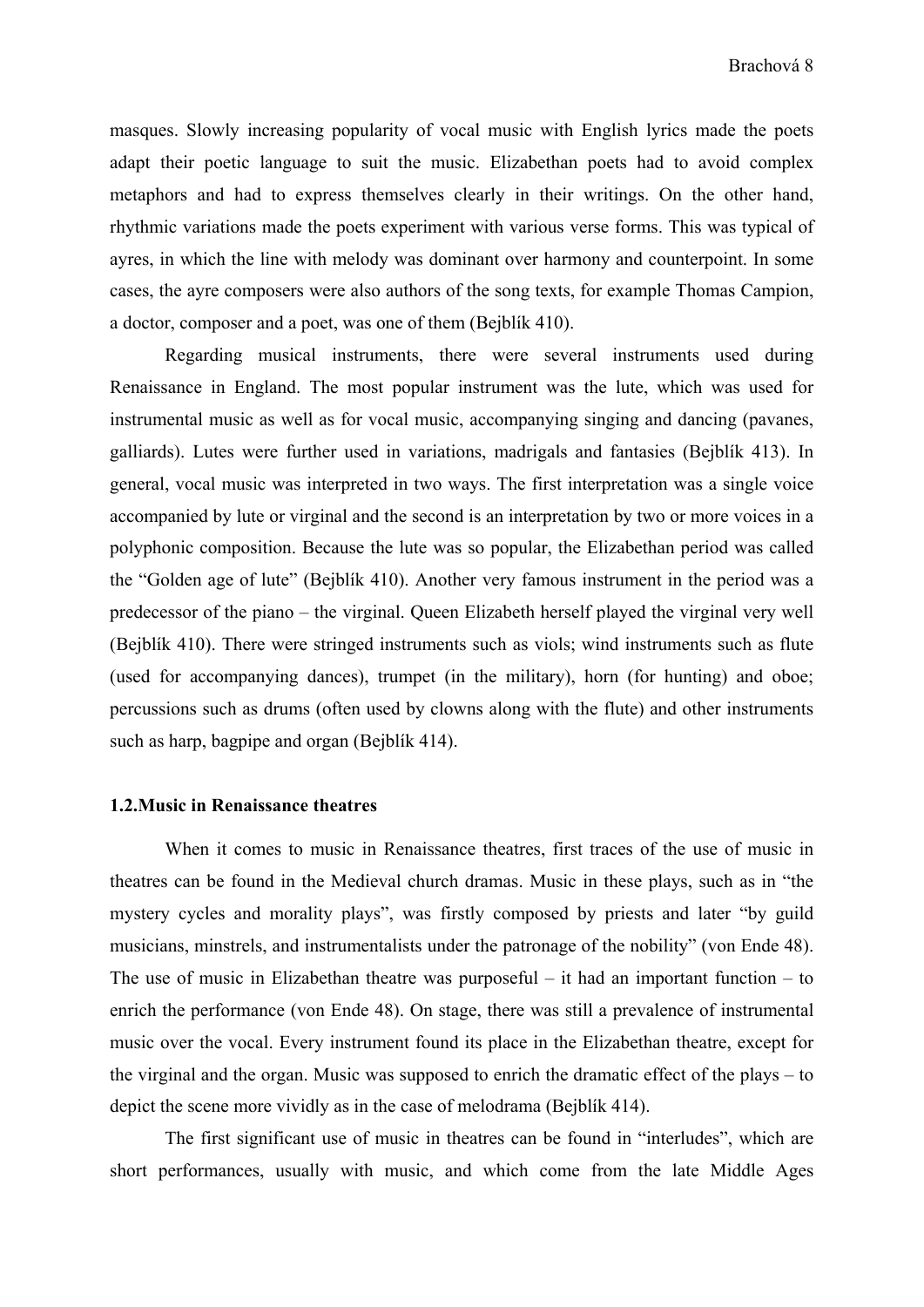masques. Slowly increasing popularity of vocal music with English lyrics made the poets adapt their poetic language to suit the music. Elizabethan poets had to avoid complex metaphors and had to express themselves clearly in their writings. On the other hand, rhythmic variations made the poets experiment with various verse forms. This was typical of ayres, in which the line with melody was dominant over harmony and counterpoint. In some cases, the ayre composers were also authors of the song texts, for example Thomas Campion, a doctor, composer and a poet, was one of them (Bejblík 410).

Regarding musical instruments, there were several instruments used during Renaissance in England. The most popular instrument was the lute, which was used for instrumental music as well as for vocal music, accompanying singing and dancing (pavanes, galliards). Lutes were further used in variations, madrigals and fantasies (Bejblík 413). In general, vocal music was interpreted in two ways. The first interpretation was a single voice accompanied by lute or virginal and the second is an interpretation by two or more voices in a polyphonic composition. Because the lute was so popular, the Elizabethan period was called the "Golden age of lute" (Bejblík 410). Another very famous instrument in the period was a predecessor of the piano – the virginal. Queen Elizabeth herself played the virginal very well (Bejblík 410). There were stringed instruments such as viols; wind instruments such as flute (used for accompanying dances), trumpet (in the military), horn (for hunting) and oboe; percussions such as drums (often used by clowns along with the flute) and other instruments such as harp, bagpipe and organ (Bejblík 414).

### 1.2.Music in Renaissance theatres

When it comes to music in Renaissance theatres, first traces of the use of music in theatres can be found in the Medieval church dramas. Music in these plays, such as in "the mystery cycles and morality plays", was firstly composed by priests and later "by guild musicians, minstrels, and instrumentalists under the patronage of the nobility" (von Ende 48). The use of music in Elizabethan theatre was purposeful – it had an important function – to enrich the performance (von Ende 48). On stage, there was still a prevalence of instrumental music over the vocal. Every instrument found its place in the Elizabethan theatre, except for the virginal and the organ. Music was supposed to enrich the dramatic effect of the plays – to depict the scene more vividly as in the case of melodrama (Bejblík 414).

The first significant use of music in theatres can be found in "interludes", which are short performances, usually with music, and which come from the late Middle Ages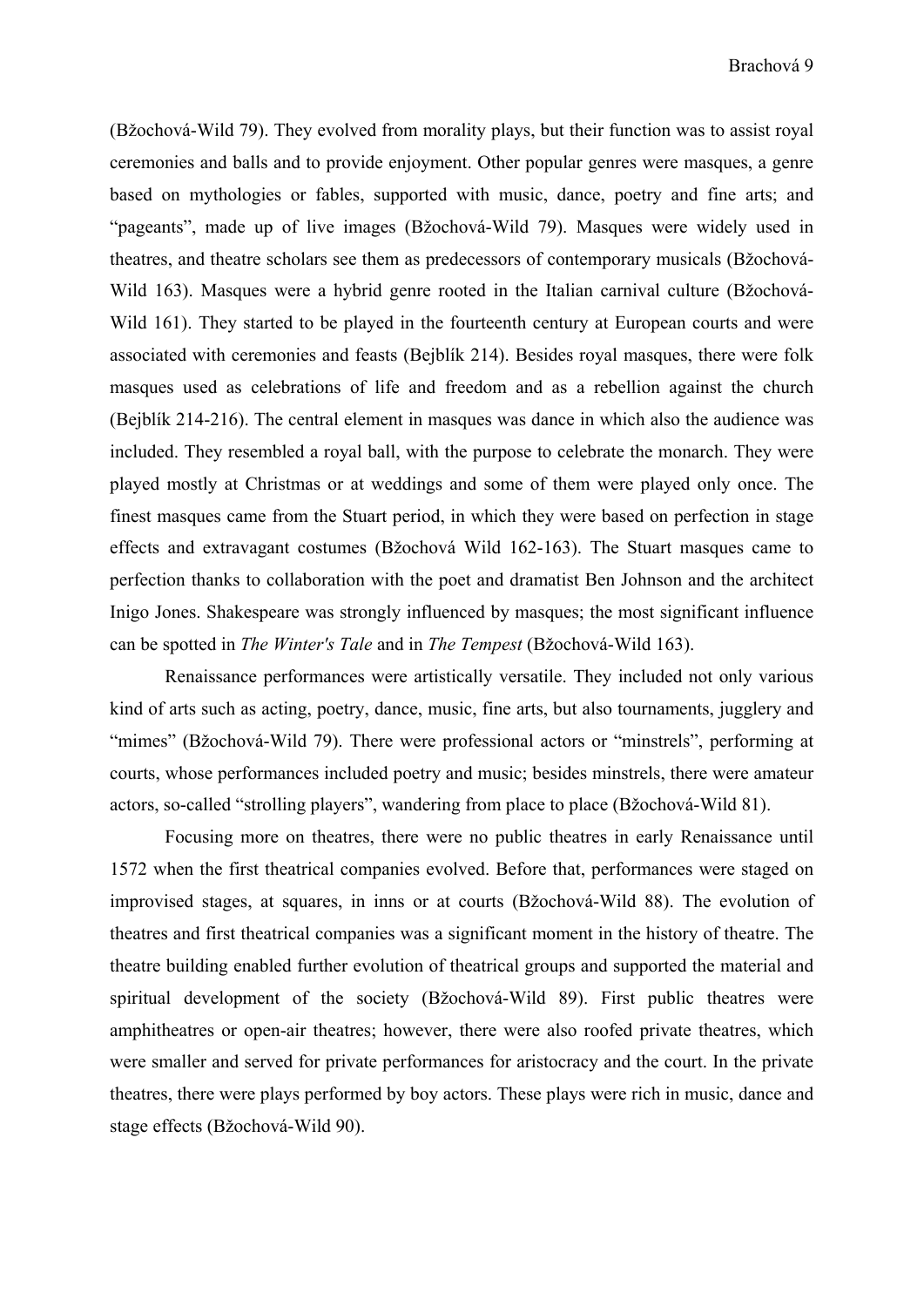(Bžochová-Wild 79). They evolved from morality plays, but their function was to assist royal ceremonies and balls and to provide enjoyment. Other popular genres were masques, a genre based on mythologies or fables, supported with music, dance, poetry and fine arts; and "pageants", made up of live images (Bžochová-Wild 79). Masques were widely used in theatres, and theatre scholars see them as predecessors of contemporary musicals (Bžochová-Wild 163). Masques were a hybrid genre rooted in the Italian carnival culture (Bžochová-Wild 161). They started to be played in the fourteenth century at European courts and were associated with ceremonies and feasts (Bejblík 214). Besides royal masques, there were folk masques used as celebrations of life and freedom and as a rebellion against the church (Bejblík 214-216). The central element in masques was dance in which also the audience was included. They resembled a royal ball, with the purpose to celebrate the monarch. They were played mostly at Christmas or at weddings and some of them were played only once. The finest masques came from the Stuart period, in which they were based on perfection in stage effects and extravagant costumes (Bžochová Wild 162-163). The Stuart masques came to perfection thanks to collaboration with the poet and dramatist Ben Johnson and the architect Inigo Jones. Shakespeare was strongly influenced by masques; the most significant influence can be spotted in *The Winter's Tale* and in *The Tempest* (Bžochová-Wild 163).

Renaissance performances were artistically versatile. They included not only various kind of arts such as acting, poetry, dance, music, fine arts, but also tournaments, jugglery and "mimes" (Bžochová-Wild 79). There were professional actors or "minstrels", performing at courts, whose performances included poetry and music; besides minstrels, there were amateur actors, so-called "strolling players", wandering from place to place (Bžochová-Wild 81).

Focusing more on theatres, there were no public theatres in early Renaissance until 1572 when the first theatrical companies evolved. Before that, performances were staged on improvised stages, at squares, in inns or at courts (Bžochová-Wild 88). The evolution of theatres and first theatrical companies was a significant moment in the history of theatre. The theatre building enabled further evolution of theatrical groups and supported the material and spiritual development of the society (Bžochová-Wild 89). First public theatres were amphitheatres or open-air theatres; however, there were also roofed private theatres, which were smaller and served for private performances for aristocracy and the court. In the private theatres, there were plays performed by boy actors. These plays were rich in music, dance and stage effects (Bžochová-Wild 90).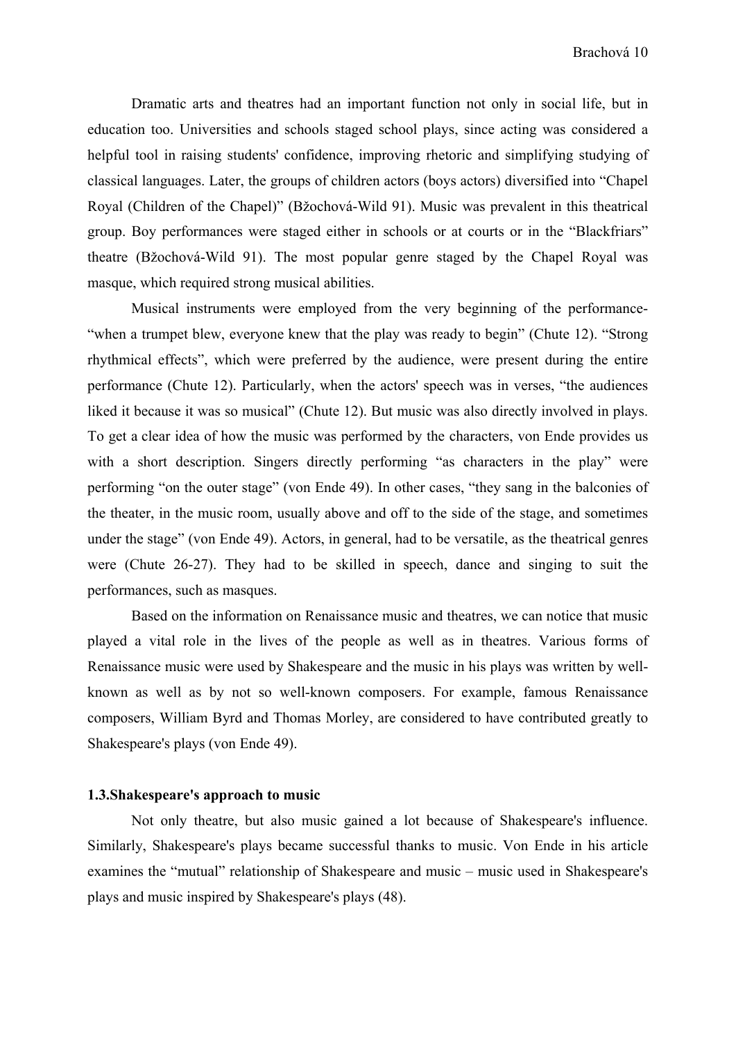Dramatic arts and theatres had an important function not only in social life, but in education too. Universities and schools staged school plays, since acting was considered a helpful tool in raising students' confidence, improving rhetoric and simplifying studying of classical languages. Later, the groups of children actors (boys actors) diversified into "Chapel Royal (Children of the Chapel)" (Bžochová-Wild 91). Music was prevalent in this theatrical group. Boy performances were staged either in schools or at courts or in the "Blackfriars" theatre (Bžochová-Wild 91). The most popular genre staged by the Chapel Royal was masque, which required strong musical abilities.

Musical instruments were employed from the very beginning of the performance- "when a trumpet blew, everyone knew that the play was ready to begin" (Chute 12). "Strong rhythmical effects", which were preferred by the audience, were present during the entire performance (Chute 12). Particularly, when the actors' speech was in verses, "the audiences liked it because it was so musical" (Chute 12). But music was also directly involved in plays. To get a clear idea of how the music was performed by the characters, von Ende provides us with a short description. Singers directly performing "as characters in the play" were performing "on the outer stage" (von Ende 49). In other cases, "they sang in the balconies of the theater, in the music room, usually above and off to the side of the stage, and sometimes under the stage" (von Ende 49). Actors, in general, had to be versatile, as the theatrical genres were (Chute 26-27). They had to be skilled in speech, dance and singing to suit the performances, such as masques.

Based on the information on Renaissance music and theatres, we can notice that music played a vital role in the lives of the people as well as in theatres. Various forms of Renaissance music were used by Shakespeare and the music in his plays was written by well-known as well as by not so well-known composers. For example, famous Renaissance composers, William Byrd and Thomas Morley, are considered to have contributed greatly to Shakespeare's plays (von Ende 49).

### 1.3. Shakespeare's approach to music

Not only theatre, but also music gained a lot because of Shakespeare's influence. Similarly, Shakespeare's plays became successful thanks to music. Von Ende in his article examines the "mutual" relationship of Shakespeare and music – music used in Shakespeare's plays and music inspired by Shakespeare's plays (48).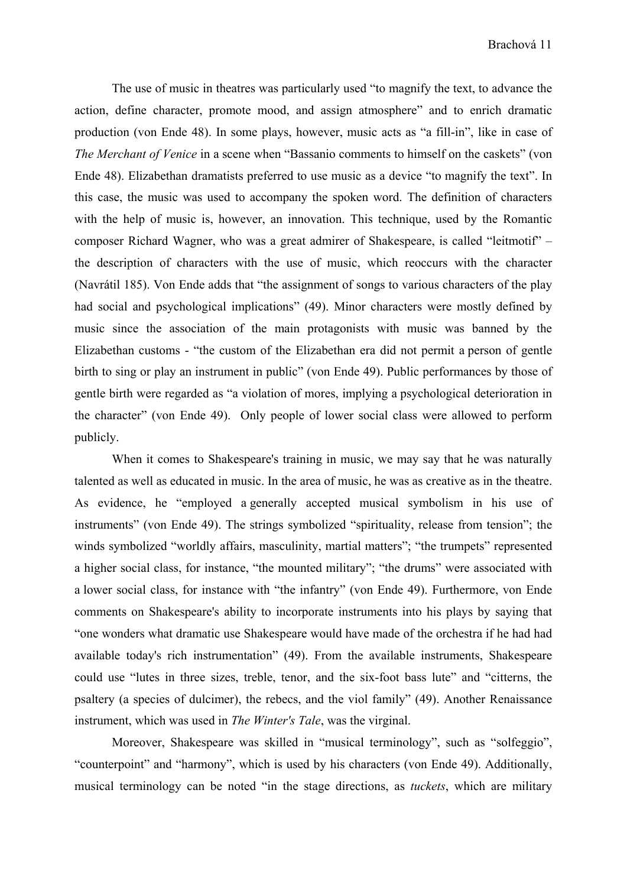The use of music in theatres was particularly used "to magnify the text, to advance the action, define character, promote mood, and assign atmosphere" and to enrich dramatic production (von Ende 48). In some plays, however, music acts as "a fill-in", like in case of *The Merchant of Venice* in a scene when "Bassanio comments to himself on the caskets" (von Ende 48). Elizabethan dramatists preferred to use music as a device "to magnify the text". In this case, the music was used to accompany the spoken word. The definition of characters with the help of music is, however, an innovation. This technique, used by the Romantic composer Richard Wagner, who was a great admirer of Shakespeare, is called "leitmotif" – the description of characters with the use of music, which reoccurs with the character (Navrátil 185). Von Ende adds that "the assignment of songs to various characters of the play had social and psychological implications" (49). Minor characters were mostly defined by music since the association of the main protagonists with music was banned by the Elizabethan customs - "the custom of the Elizabethan era did not permit a person of gentle birth to sing or play an instrument in public" (von Ende 49). Public performances by those of gentle birth were regarded as "a violation of mores, implying a psychological deterioration in the character" (von Ende 49). Only people of lower social class were allowed to perform publicly.

When it comes to Shakespeare's training in music, we may say that he was naturally talented as well as educated in music. In the area of music, he was as creative as in the theatre. As evidence, he "employed a generally accepted musical symbolism in his use of instruments" (von Ende 49). The strings symbolized "spirituality, release from tension"; the winds symbolized "worldly affairs, masculinity, martial matters"; "the trumpets" represented a higher social class, for instance, "the mounted military"; "the drums" were associated with a lower social class, for instance with "the infantry" (von Ende 49). Furthermore, von Ende comments on Shakespeare's ability to incorporate instruments into his plays by saying that "one wonders what dramatic use Shakespeare would have made of the orchestra if he had had available today's rich instrumentation" (49). From the available instruments, Shakespeare could use "lutes in three sizes, treble, tenor, and the six-foot bass lute" and "citterns, the psaltery (a species of dulcimer), the rebecs, and the viol family" (49). Another Renaissance instrument, which was used in *The Winter's Tale*, was the virginal.

Moreover, Shakespeare was skilled in "musical terminology", such as "solfeggio", "counterpoint" and "harmony", which is used by his characters (von Ende 49). Additionally, musical terminology can be noted "in the stage directions, as *tuckets*, which are military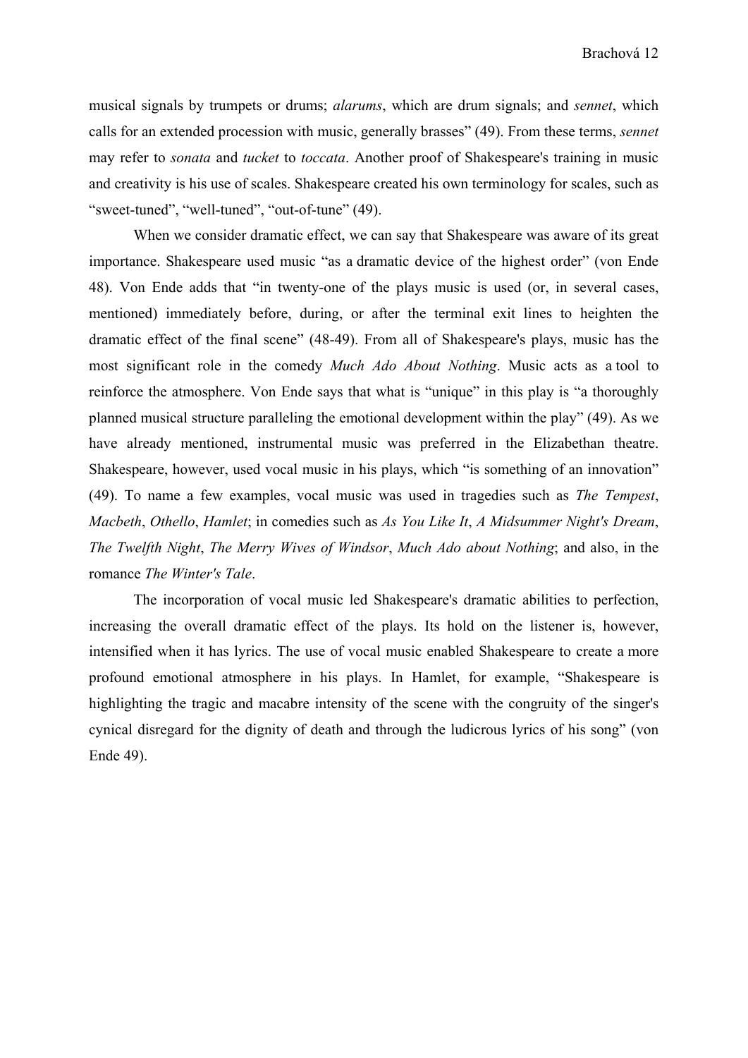musical signals by trumpets or drums; *alarums*, which are drum signals; and *sennet*, which calls for an extended procession with music, generally brasses” (49). From these terms, *sennet* may refer to *sonata* and *tucket* to *toccata*. Another proof of Shakespeare's training in music and creativity is his use of scales. Shakespeare created his own terminology for scales, such as “sweet-tuned”, “well-tuned”, “out-of-tune” (49).

When we consider dramatic effect, we can say that Shakespeare was aware of its great importance. Shakespeare used music “as a dramatic device of the highest order” (von Ende 48). Von Ende adds that “in twenty-one of the plays music is used (or, in several cases, mentioned) immediately before, during, or after the terminal exit lines to heighten the dramatic effect of the final scene” (48-49). From all of Shakespeare's plays, music has the most significant role in the comedy *Much Ado About Nothing*. Music acts as a tool to reinforce the atmosphere. Von Ende says that what is “unique” in this play is “a thoroughly planned musical structure paralleling the emotional development within the play” (49). As we have already mentioned, instrumental music was preferred in the Elizabethan theatre. Shakespeare, however, used vocal music in his plays, which “is something of an innovation” (49). To name a few examples, vocal music was used in tragedies such as *The Tempest*, *Macbeth*, *Othello*, *Hamlet*; in comedies such as *As You Like It*, *A Midsummer Night's Dream*, *The Twelfth Night*, *The Merry Wives of Windsor*, *Much Ado about Nothing*; and also, in the romance *The Winter's Tale*.

The incorporation of vocal music led Shakespeare's dramatic abilities to perfection, increasing the overall dramatic effect of the plays. Its hold on the listener is, however, intensified when it has lyrics. The use of vocal music enabled Shakespeare to create a more profound emotional atmosphere in his plays. In Hamlet, for example, “Shakespeare is highlighting the tragic and macabre intensity of the scene with the congruity of the singer's cynical disregard for the dignity of death and through the ludicrous lyrics of his song” (von Ende 49).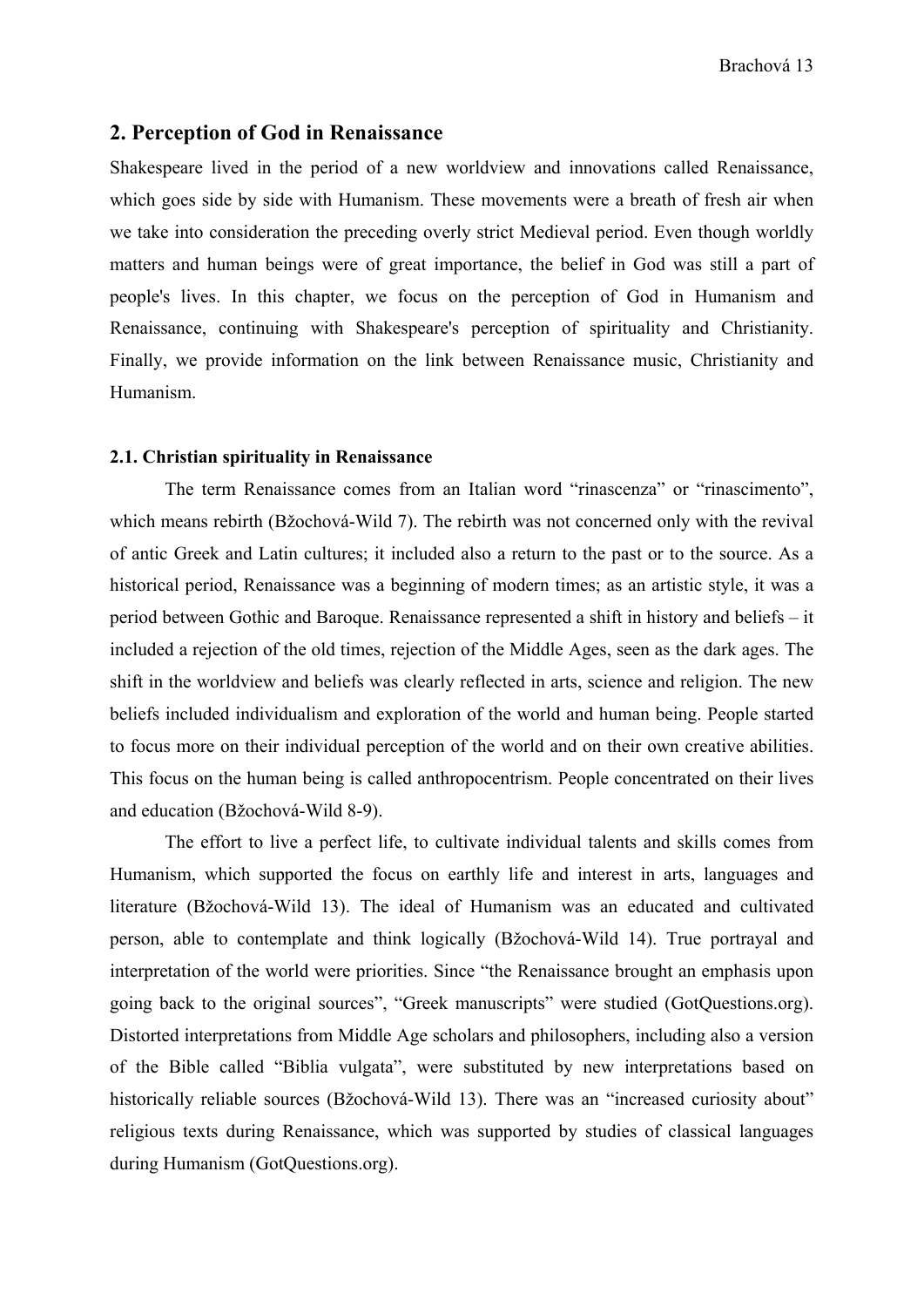## 2. Perception of God in Renaissance

Shakespeare lived in the period of a new worldview and innovations called Renaissance, which goes side by side with Humanism. These movements were a breath of fresh air when we take into consideration the preceding overly strict Medieval period. Even though worldly matters and human beings were of great importance, the belief in God was still a part of people's lives. In this chapter, we focus on the perception of God in Humanism and Renaissance, continuing with Shakespeare's perception of spirituality and Christianity. Finally, we provide information on the link between Renaissance music, Christianity and Humanism.

### 2.1. Christian spirituality in Renaissance

The term Renaissance comes from an Italian word "rinascenza" or "rinascimento", which means rebirth (Bžochová-Wild 7). The rebirth was not concerned only with the revival of antic Greek and Latin cultures; it included also a return to the past or to the source. As a historical period, Renaissance was a beginning of modern times; as an artistic style, it was a period between Gothic and Baroque. Renaissance represented a shift in history and beliefs – it included a rejection of the old times, rejection of the Middle Ages, seen as the dark ages. The shift in the worldview and beliefs was clearly reflected in arts, science and religion. The new beliefs included individualism and exploration of the world and human being. People started to focus more on their individual perception of the world and on their own creative abilities. This focus on the human being is called anthropocentrism. People concentrated on their lives and education (Bžochová-Wild 8-9).

The effort to live a perfect life, to cultivate individual talents and skills comes from Humanism, which supported the focus on earthly life and interest in arts, languages and literature (Bžochová-Wild 13). The ideal of Humanism was an educated and cultivated person, able to contemplate and think logically (Bžochová-Wild 14). True portrayal and interpretation of the world were priorities. Since "the Renaissance brought an emphasis upon going back to the original sources", "Greek manuscripts" were studied (GotQuestions.org). Distorted interpretations from Middle Age scholars and philosophers, including also a version of the Bible called "Biblia vulgata", were substituted by new interpretations based on historically reliable sources (Bžochová-Wild 13). There was an "increased curiosity about" religious texts during Renaissance, which was supported by studies of classical languages during Humanism (GotQuestions.org).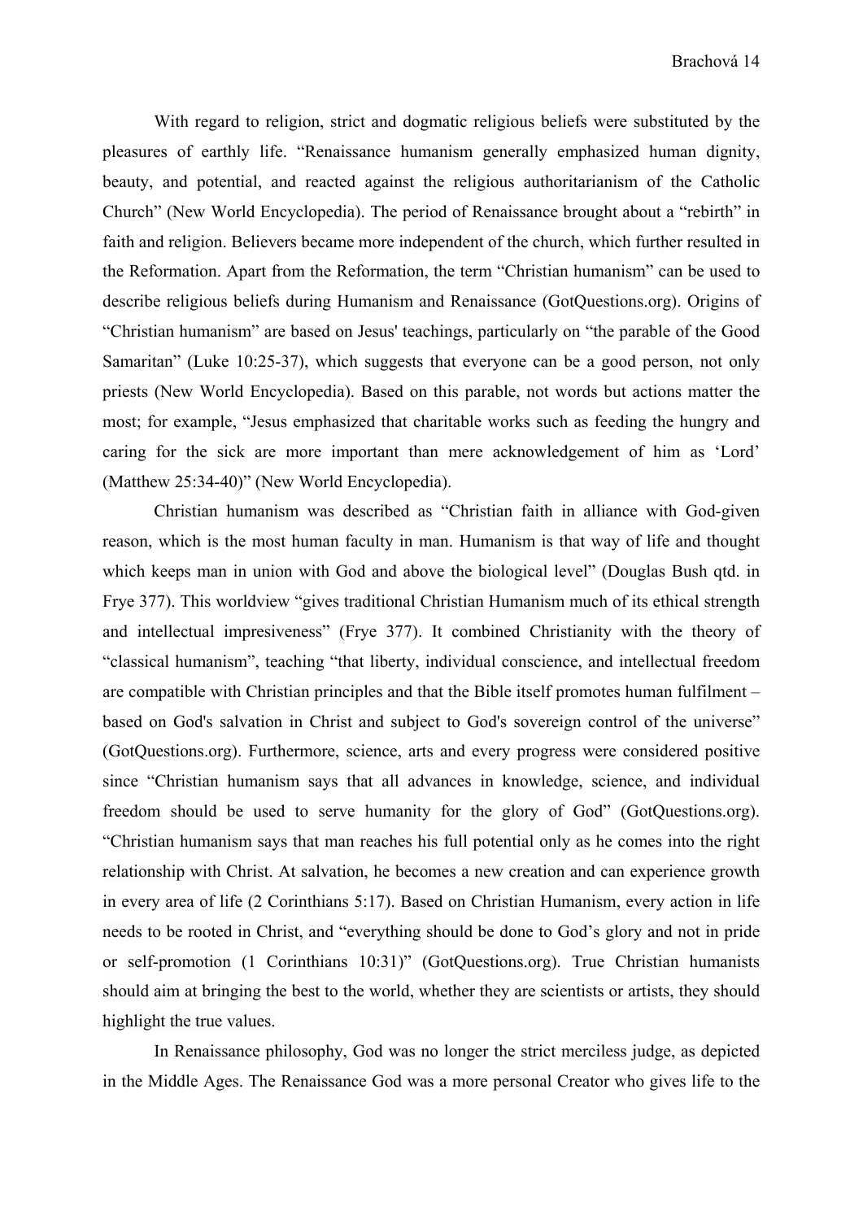With regard to religion, strict and dogmatic religious beliefs were substituted by the pleasures of earthly life. “Renaissance humanism generally emphasized human dignity, beauty, and potential, and reacted against the religious authoritarianism of the Catholic Church” (New World Encyclopedia). The period of Renaissance brought about a “rebirth” in faith and religion. Believers became more independent of the church, which further resulted in the Reformation. Apart from the Reformation, the term “Christian humanism” can be used to describe religious beliefs during Humanism and Renaissance (GotQuestions.org). Origins of “Christian humanism” are based on Jesus' teachings, particularly on “the parable of the Good Samaritan” (Luke 10:25-37), which suggests that everyone can be a good person, not only priests (New World Encyclopedia). Based on this parable, not words but actions matter the most; for example, “Jesus emphasized that charitable works such as feeding the hungry and caring for the sick are more important than mere acknowledgement of him as ‘Lord’ (Matthew 25:34-40)” (New World Encyclopedia).

Christian humanism was described as “Christian faith in alliance with God-given reason, which is the most human faculty in man. Humanism is that way of life and thought which keeps man in union with God and above the biological level” (Douglas Bush qtd. in Frye 377). This worldview “gives traditional Christian Humanism much of its ethical strength and intellectual impresiveness” (Frye 377). It combined Christianity with the theory of “classical humanism”, teaching “that liberty, individual conscience, and intellectual freedom are compatible with Christian principles and that the Bible itself promotes human fulfilment – based on God's salvation in Christ and subject to God's sovereign control of the universe” (GotQuestions.org). Furthermore, science, arts and every progress were considered positive since “Christian humanism says that all advances in knowledge, science, and individual freedom should be used to serve humanity for the glory of God” (GotQuestions.org). “Christian humanism says that man reaches his full potential only as he comes into the right relationship with Christ. At salvation, he becomes a new creation and can experience growth in every area of life (2 Corinthians 5:17). Based on Christian Humanism, every action in life needs to be rooted in Christ, and “everything should be done to God’s glory and not in pride or self-promotion (1 Corinthians 10:31)” (GotQuestions.org). True Christian humanists should aim at bringing the best to the world, whether they are scientists or artists, they should highlight the true values.

In Renaissance philosophy, God was no longer the strict merciless judge, as depicted in the Middle Ages. The Renaissance God was a more personal Creator who gives life to the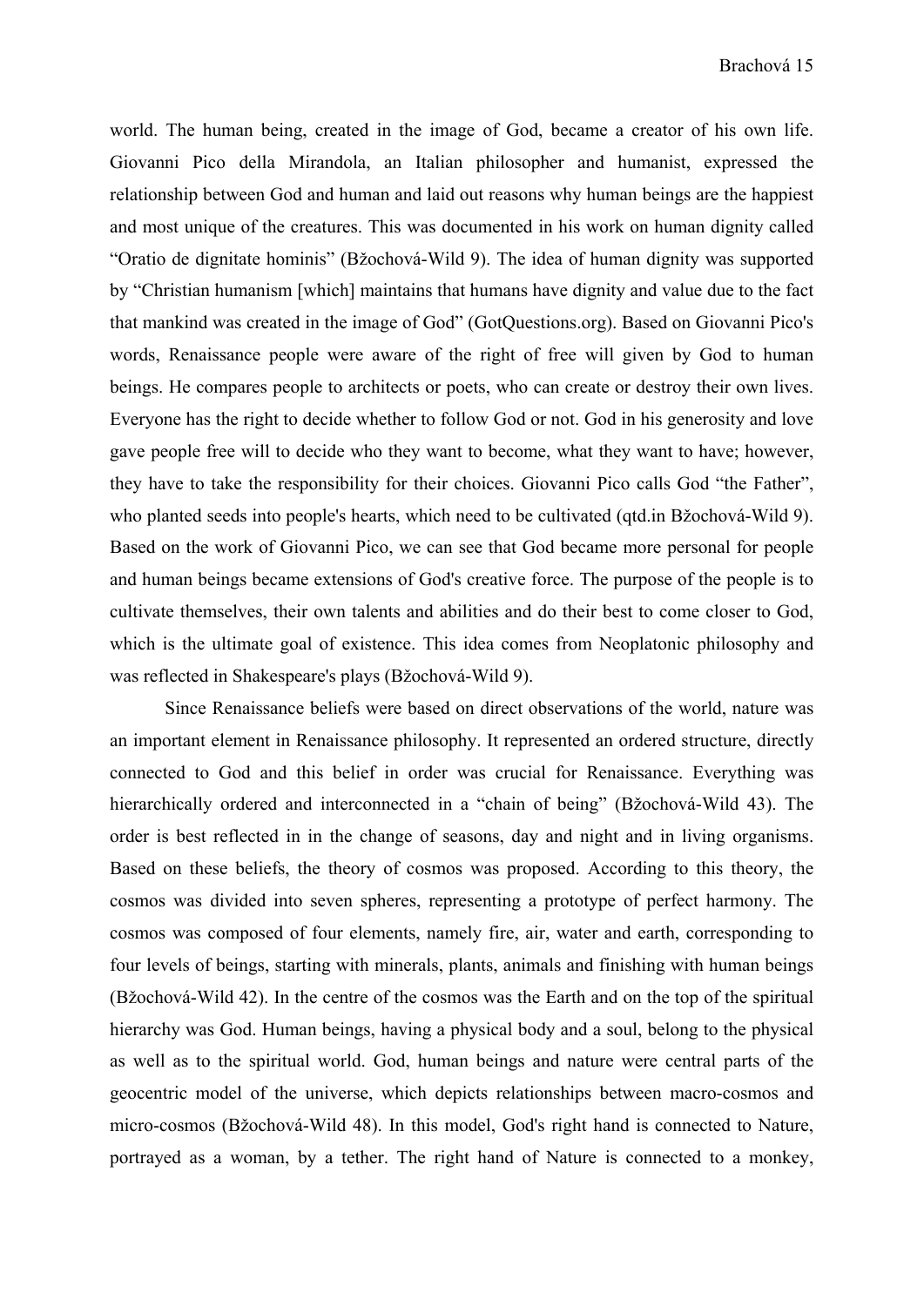world. The human being, created in the image of God, became a creator of his own life. Giovanni Pico della Mirandola, an Italian philosopher and humanist, expressed the relationship between God and human and laid out reasons why human beings are the happiest and most unique of the creatures. This was documented in his work on human dignity called "Oratio de dignitate hominis" (Bžochová-Wild 9). The idea of human dignity was supported by "Christian humanism [which] maintains that humans have dignity and value due to the fact that mankind was created in the image of God" (GotQuestions.org). Based on Giovanni Pico's words, Renaissance people were aware of the right of free will given by God to human beings. He compares people to architects or poets, who can create or destroy their own lives. Everyone has the right to decide whether to follow God or not. God in his generosity and love gave people free will to decide who they want to become, what they want to have; however, they have to take the responsibility for their choices. Giovanni Pico calls God "the Father", who planted seeds into people's hearts, which need to be cultivated (qtd.in Bžochová-Wild 9). Based on the work of Giovanni Pico, we can see that God became more personal for people and human beings became extensions of God's creative force. The purpose of the people is to cultivate themselves, their own talents and abilities and do their best to come closer to God, which is the ultimate goal of existence. This idea comes from Neoplatonic philosophy and was reflected in Shakespeare's plays (Bžochová-Wild 9).

Since Renaissance beliefs were based on direct observations of the world, nature was an important element in Renaissance philosophy. It represented an ordered structure, directly connected to God and this belief in order was crucial for Renaissance. Everything was hierarchically ordered and interconnected in a "chain of being" (Bžochová-Wild 43). The order is best reflected in in the change of seasons, day and night and in living organisms. Based on these beliefs, the theory of cosmos was proposed. According to this theory, the cosmos was divided into seven spheres, representing a prototype of perfect harmony. The cosmos was composed of four elements, namely fire, air, water and earth, corresponding to four levels of beings, starting with minerals, plants, animals and finishing with human beings (Bžochová-Wild 42). In the centre of the cosmos was the Earth and on the top of the spiritual hierarchy was God. Human beings, having a physical body and a soul, belong to the physical as well as to the spiritual world. God, human beings and nature were central parts of the geocentric model of the universe, which depicts relationships between macro-cosmos and micro-cosmos (Bžochová-Wild 48). In this model, God's right hand is connected to Nature, portrayed as a woman, by a tether. The right hand of Nature is connected to a monkey,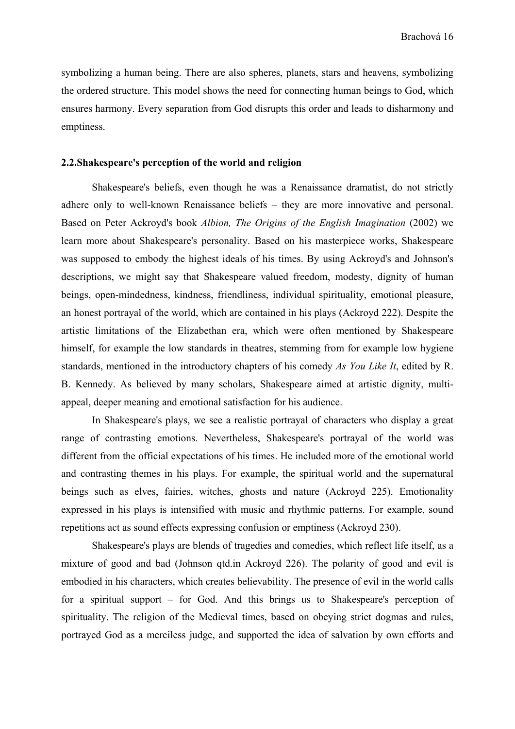symbolizing a human being. There are also spheres, planets, stars and heavens, symbolizing the ordered structure. This model shows the need for connecting human beings to God, which ensures harmony. Every separation from God disrupts this order and leads to disharmony and emptiness.

### 2.2.Shakespeare's perception of the world and religion

Shakespeare's beliefs, even though he was a Renaissance dramatist, do not strictly adhere only to well-known Renaissance beliefs – they are more innovative and personal. Based on Peter Ackroyd's book *Albion, The Origins of the English Imagination* (2002) we learn more about Shakespeare's personality. Based on his masterpiece works, Shakespeare was supposed to embody the highest ideals of his times. By using Ackroyd's and Johnson's descriptions, we might say that Shakespeare valued freedom, modesty, dignity of human beings, open-mindedness, kindness, friendliness, individual spirituality, emotional pleasure, an honest portrayal of the world, which are contained in his plays (Ackroyd 222). Despite the artistic limitations of the Elizabethan era, which were often mentioned by Shakespeare himself, for example the low standards in theatres, stemming from for example low hygiene standards, mentioned in the introductory chapters of his comedy *As You Like It*, edited by R. B. Kennedy. As believed by many scholars, Shakespeare aimed at artistic dignity, multi-appeal, deeper meaning and emotional satisfaction for his audience.

In Shakespeare's plays, we see a realistic portrayal of characters who display a great range of contrasting emotions. Nevertheless, Shakespeare's portrayal of the world was different from the official expectations of his times. He included more of the emotional world and contrasting themes in his plays. For example, the spiritual world and the supernatural beings such as elves, fairies, witches, ghosts and nature (Ackroyd 225). Emotionality expressed in his plays is intensified with music and rhythmic patterns. For example, sound repetitions act as sound effects expressing confusion or emptiness (Ackroyd 230).

Shakespeare's plays are blends of tragedies and comedies, which reflect life itself, as a mixture of good and bad (Johnson qtd.in Ackroyd 226). The polarity of good and evil is embodied in his characters, which creates believability. The presence of evil in the world calls for a spiritual support – for God. And this brings us to Shakespeare's perception of spirituality. The religion of the Medieval times, based on obeying strict dogmas and rules, portrayed God as a merciless judge, and supported the idea of salvation by own efforts and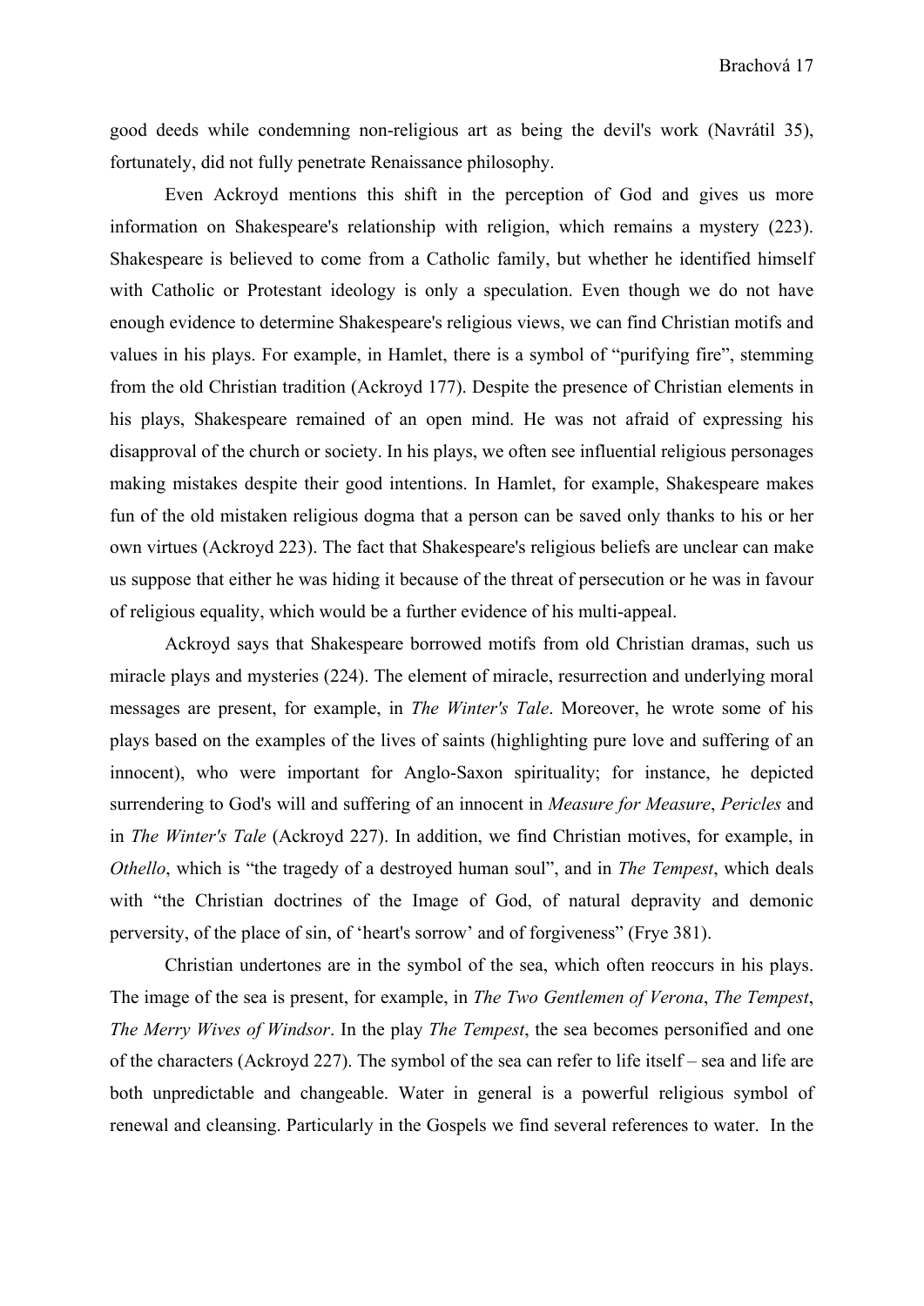good deeds while condemning non-religious art as being the devil's work (Navrátil 35), fortunately, did not fully penetrate Renaissance philosophy.

Even Ackroyd mentions this shift in the perception of God and gives us more information on Shakespeare's relationship with religion, which remains a mystery (223). Shakespeare is believed to come from a Catholic family, but whether he identified himself with Catholic or Protestant ideology is only a speculation. Even though we do not have enough evidence to determine Shakespeare's religious views, we can find Christian motifs and values in his plays. For example, in Hamlet, there is a symbol of "purifying fire", stemming from the old Christian tradition (Ackroyd 177). Despite the presence of Christian elements in his plays, Shakespeare remained of an open mind. He was not afraid of expressing his disapproval of the church or society. In his plays, we often see influential religious personages making mistakes despite their good intentions. In Hamlet, for example, Shakespeare makes fun of the old mistaken religious dogma that a person can be saved only thanks to his or her own virtues (Ackroyd 223). The fact that Shakespeare's religious beliefs are unclear can make us suppose that either he was hiding it because of the threat of persecution or he was in favour of religious equality, which would be a further evidence of his multi-appeal.

Ackroyd says that Shakespeare borrowed motifs from old Christian dramas, such us miracle plays and mysteries (224). The element of miracle, resurrection and underlying moral messages are present, for example, in *The Winter's Tale*. Moreover, he wrote some of his plays based on the examples of the lives of saints (highlighting pure love and suffering of an innocent), who were important for Anglo-Saxon spirituality; for instance, he depicted surrendering to God's will and suffering of an innocent in *Measure for Measure*, *Pericles* and in *The Winter's Tale* (Ackroyd 227). In addition, we find Christian motives, for example, in *Othello*, which is "the tragedy of a destroyed human soul", and in *The Tempest*, which deals with "the Christian doctrines of the Image of God, of natural depravity and demonic perversity, of the place of sin, of 'heart's sorrow' and of forgiveness" (Frye 381).

Christian undertones are in the symbol of the sea, which often reoccurs in his plays. The image of the sea is present, for example, in *The Two Gentlemen of Verona*, *The Tempest*, *The Merry Wives of Windsor*. In the play *The Tempest*, the sea becomes personified and one of the characters (Ackroyd 227). The symbol of the sea can refer to life itself – sea and life are both unpredictable and changeable. Water in general is a powerful religious symbol of renewal and cleansing. Particularly in the Gospels we find several references to water. In the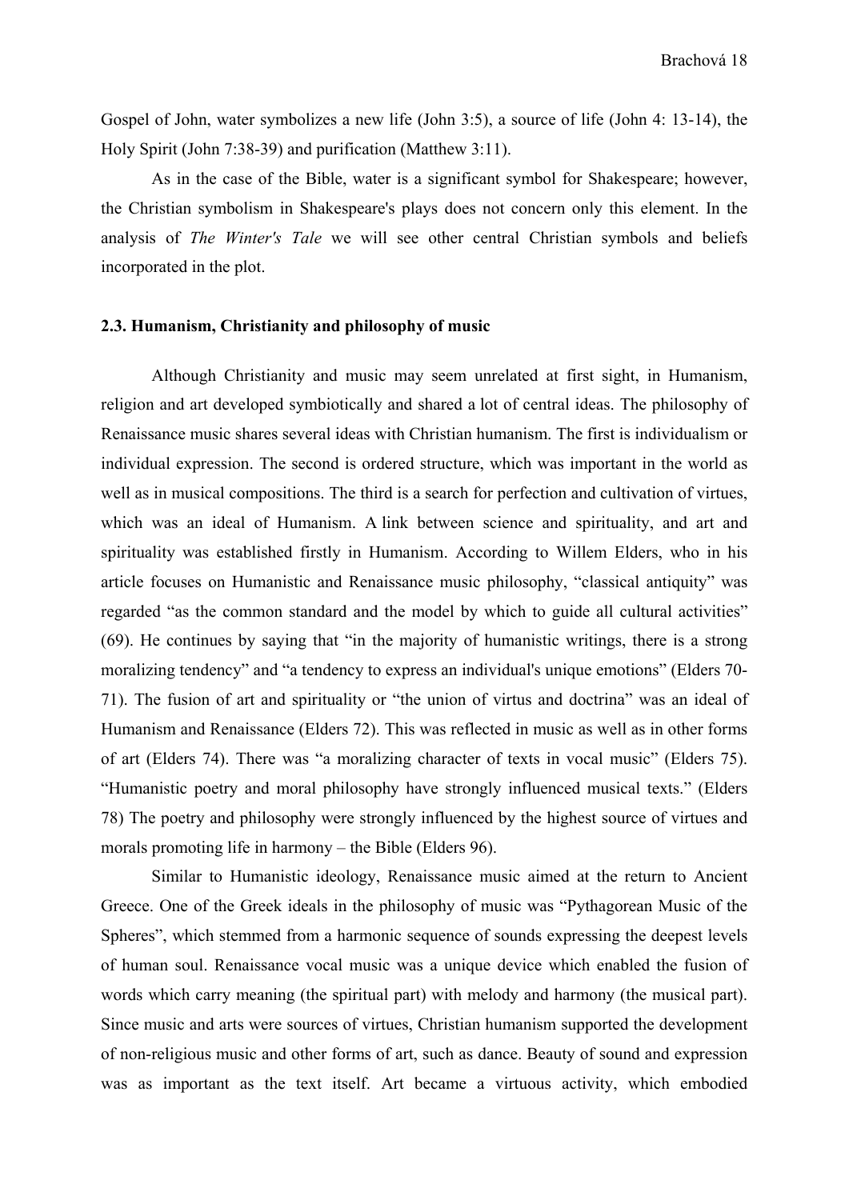Gospel of John, water symbolizes a new life (John 3:5), a source of life (John 4: 13-14), the Holy Spirit (John 7:38-39) and purification (Matthew 3:11).

As in the case of the Bible, water is a significant symbol for Shakespeare; however, the Christian symbolism in Shakespeare's plays does not concern only this element. In the analysis of *The Winter's Tale* we will see other central Christian symbols and beliefs incorporated in the plot.

### 2.3. Humanism, Christianity and philosophy of music

Although Christianity and music may seem unrelated at first sight, in Humanism, religion and art developed symbiotically and shared a lot of central ideas. The philosophy of Renaissance music shares several ideas with Christian humanism. The first is individualism or individual expression. The second is ordered structure, which was important in the world as well as in musical compositions. The third is a search for perfection and cultivation of virtues, which was an ideal of Humanism. A link between science and spirituality, and art and spirituality was established firstly in Humanism. According to Willem Elders, who in his article focuses on Humanistic and Renaissance music philosophy, "classical antiquity" was regarded "as the common standard and the model by which to guide all cultural activities" (69). He continues by saying that "in the majority of humanistic writings, there is a strong moralizing tendency" and "a tendency to express an individual's unique emotions" (Elders 70-71). The fusion of art and spirituality or "the union of virtus and doctrina" was an ideal of Humanism and Renaissance (Elders 72). This was reflected in music as well as in other forms of art (Elders 74). There was "a moralizing character of texts in vocal music" (Elders 75). "Humanistic poetry and moral philosophy have strongly influenced musical texts." (Elders 78) The poetry and philosophy were strongly influenced by the highest source of virtues and morals promoting life in harmony – the Bible (Elders 96).

Similar to Humanistic ideology, Renaissance music aimed at the return to Ancient Greece. One of the Greek ideals in the philosophy of music was "Pythagorean Music of the Spheres", which stemmed from a harmonic sequence of sounds expressing the deepest levels of human soul. Renaissance vocal music was a unique device which enabled the fusion of words which carry meaning (the spiritual part) with melody and harmony (the musical part). Since music and arts were sources of virtues, Christian humanism supported the development of non-religious music and other forms of art, such as dance. Beauty of sound and expression was as important as the text itself. Art became a virtuous activity, which embodied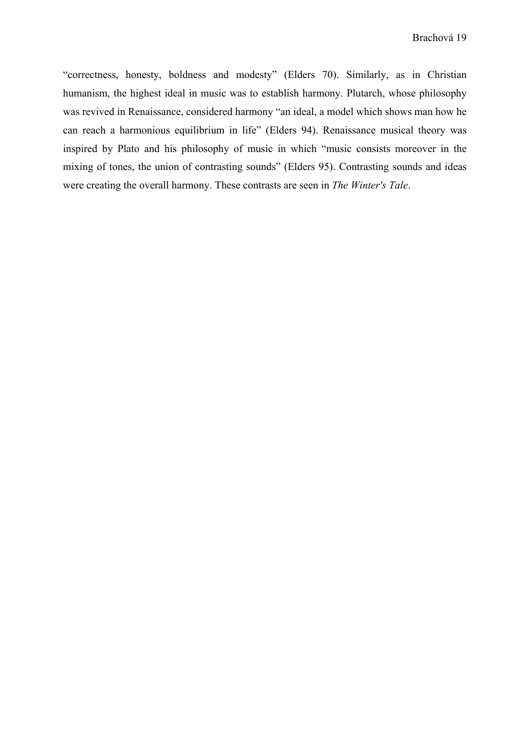“correctness, honesty, boldness and modesty” (Elders 70). Similarly, as in Christian humanism, the highest ideal in music was to establish harmony. Plutarch, whose philosophy was revived in Renaissance, considered harmony “an ideal, a model which shows man how he can reach a harmonious equilibrium in life” (Elders 94). Renaissance musical theory was inspired by Plato and his philosophy of music in which “music consists moreover in the mixing of tones, the union of contrasting sounds” (Elders 95). Contrasting sounds and ideas were creating the overall harmony. These contrasts are seen in *The Winter's Tale*.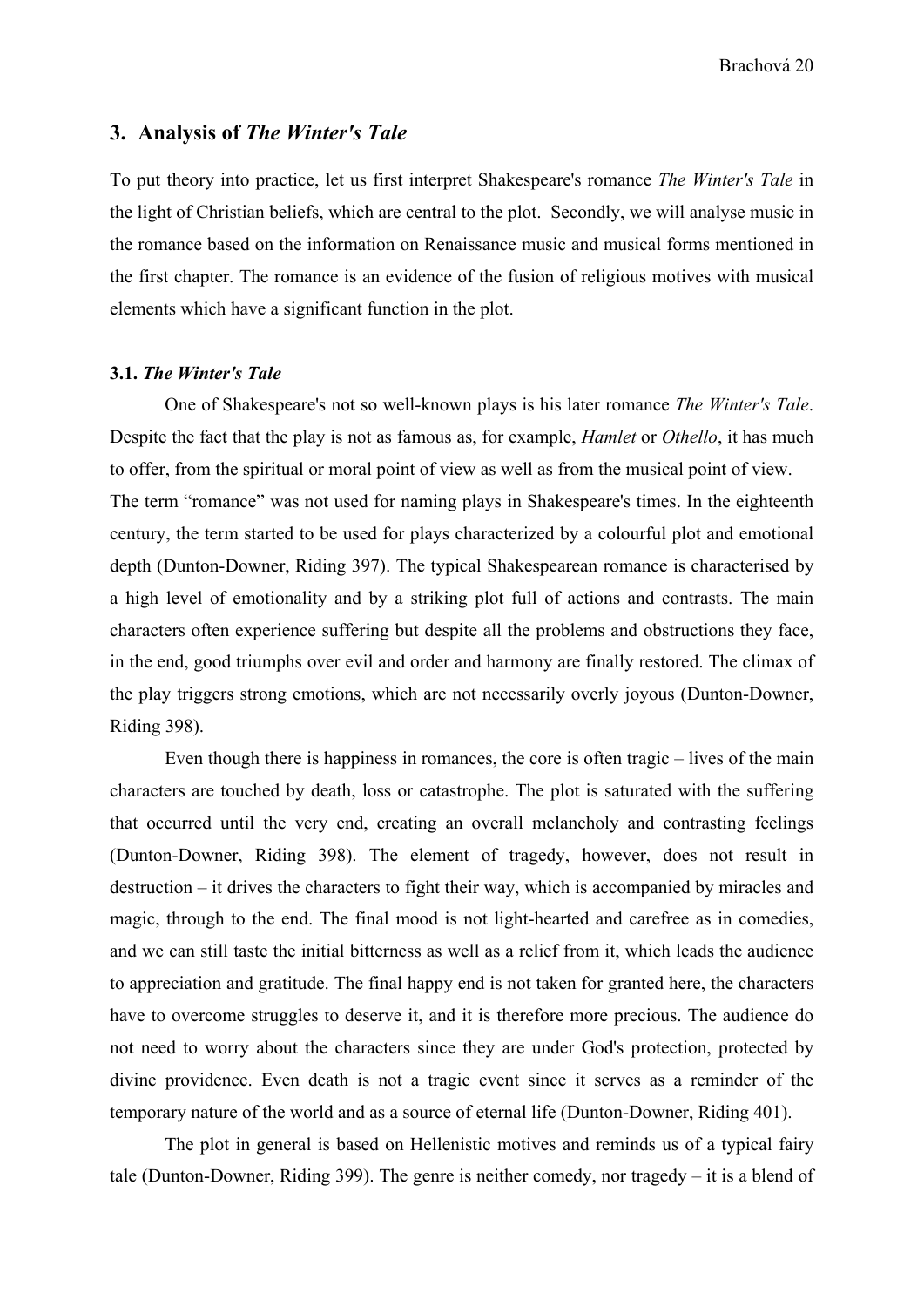## 3. Analysis of *The Winter's Tale*

To put theory into practice, let us first interpret Shakespeare's romance *The Winter's Tale* in the light of Christian beliefs, which are central to the plot. Secondly, we will analyse music in the romance based on the information on Renaissance music and musical forms mentioned in the first chapter. The romance is an evidence of the fusion of religious motives with musical elements which have a significant function in the plot.

### 3.1. *The Winter's Tale*

One of Shakespeare's not so well-known plays is his later romance *The Winter's Tale*. Despite the fact that the play is not as famous as, for example, *Hamlet* or *Othello*, it has much to offer, from the spiritual or moral point of view as well as from the musical point of view. The term "romance" was not used for naming plays in Shakespeare's times. In the eighteenth century, the term started to be used for plays characterized by a colourful plot and emotional depth (Dunton-Downer, Riding 397). The typical Shakespearean romance is characterised by a high level of emotionality and by a striking plot full of actions and contrasts. The main characters often experience suffering but despite all the problems and obstructions they face, in the end, good triumphs over evil and order and harmony are finally restored. The climax of the play triggers strong emotions, which are not necessarily overly joyous (Dunton-Downer, Riding 398).

Even though there is happiness in romances, the core is often tragic – lives of the main characters are touched by death, loss or catastrophe. The plot is saturated with the suffering that occurred until the very end, creating an overall melancholy and contrasting feelings (Dunton-Downer, Riding 398). The element of tragedy, however, does not result in destruction – it drives the characters to fight their way, which is accompanied by miracles and magic, through to the end. The final mood is not light-hearted and carefree as in comedies, and we can still taste the initial bitterness as well as a relief from it, which leads the audience to appreciation and gratitude. The final happy end is not taken for granted here, the characters have to overcome struggles to deserve it, and it is therefore more precious. The audience do not need to worry about the characters since they are under God's protection, protected by divine providence. Even death is not a tragic event since it serves as a reminder of the temporary nature of the world and as a source of eternal life (Dunton-Downer, Riding 401).

The plot in general is based on Hellenistic motives and reminds us of a typical fairy tale (Dunton-Downer, Riding 399). The genre is neither comedy, nor tragedy – it is a blend of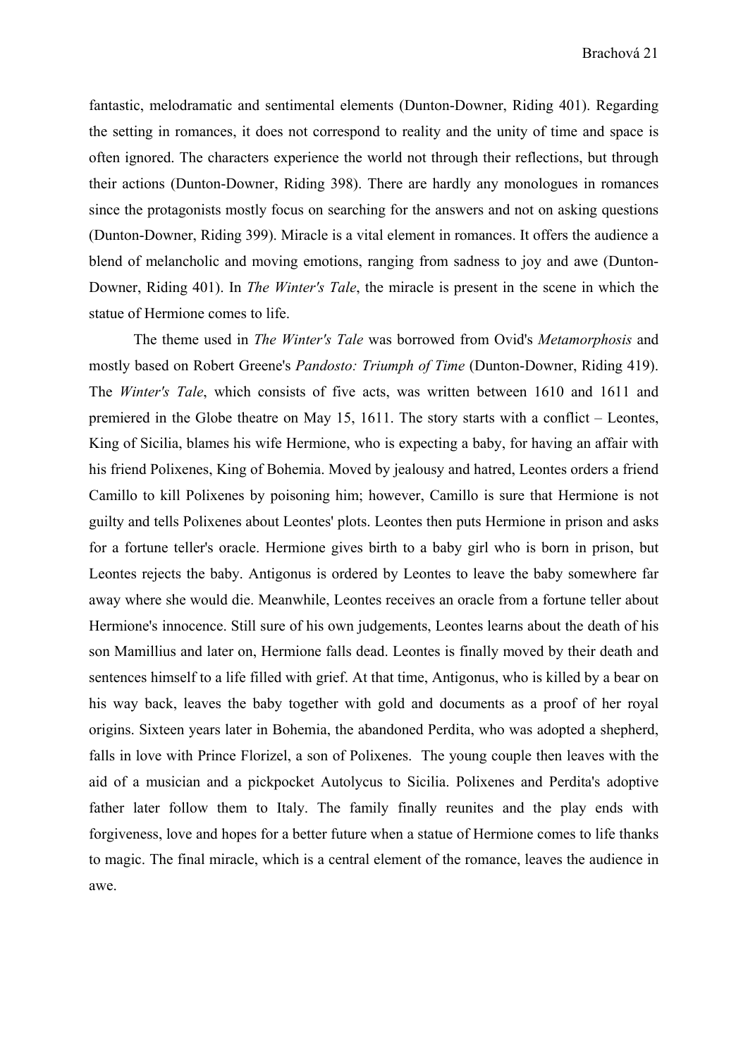fantastic, melodramatic and sentimental elements (Dunton-Downer, Riding 401). Regarding the setting in romances, it does not correspond to reality and the unity of time and space is often ignored. The characters experience the world not through their reflections, but through their actions (Dunton-Downer, Riding 398). There are hardly any monologues in romances since the protagonists mostly focus on searching for the answers and not on asking questions (Dunton-Downer, Riding 399). Miracle is a vital element in romances. It offers the audience a blend of melancholic and moving emotions, ranging from sadness to joy and awe (Dunton-Downer, Riding 401). In *The Winter's Tale*, the miracle is present in the scene in which the statue of Hermione comes to life.

The theme used in *The Winter's Tale* was borrowed from Ovid's *Metamorphosis* and mostly based on Robert Greene's *Pandosto: Triumph of Time* (Dunton-Downer, Riding 419). The *Winter's Tale*, which consists of five acts, was written between 1610 and 1611 and premiered in the Globe theatre on May 15, 1611. The story starts with a conflict – Leontes, King of Sicilia, blames his wife Hermione, who is expecting a baby, for having an affair with his friend Polixenes, King of Bohemia. Moved by jealousy and hatred, Leontes orders a friend Camillo to kill Polixenes by poisoning him; however, Camillo is sure that Hermione is not guilty and tells Polixenes about Leontes' plots. Leontes then puts Hermione in prison and asks for a fortune teller's oracle. Hermione gives birth to a baby girl who is born in prison, but Leontes rejects the baby. Antigonus is ordered by Leontes to leave the baby somewhere far away where she would die. Meanwhile, Leontes receives an oracle from a fortune teller about Hermione's innocence. Still sure of his own judgements, Leontes learns about the death of his son Mamillius and later on, Hermione falls dead. Leontes is finally moved by their death and sentences himself to a life filled with grief. At that time, Antigonus, who is killed by a bear on his way back, leaves the baby together with gold and documents as a proof of her royal origins. Sixteen years later in Bohemia, the abandoned Perdita, who was adopted a shepherd, falls in love with Prince Florizel, a son of Polixenes. The young couple then leaves with the aid of a musician and a pickpocket Autolycus to Sicilia. Polixenes and Perdita's adoptive father later follow them to Italy. The family finally reunites and the play ends with forgiveness, love and hopes for a better future when a statue of Hermione comes to life thanks to magic. The final miracle, which is a central element of the romance, leaves the audience in awe.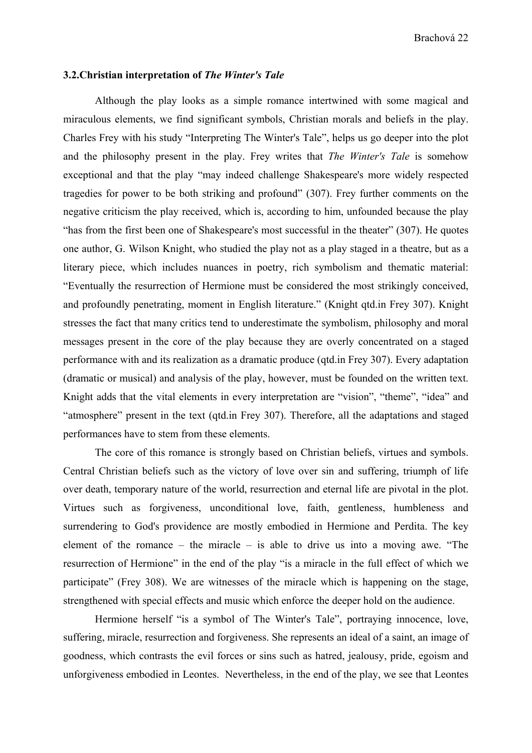### 3.2.Christian interpretation of *The Winter's Tale*

Although the play looks as a simple romance intertwined with some magical and miraculous elements, we find significant symbols, Christian morals and beliefs in the play. Charles Frey with his study "Interpreting The Winter's Tale", helps us go deeper into the plot and the philosophy present in the play. Frey writes that *The Winter's Tale* is somehow exceptional and that the play "may indeed challenge Shakespeare's more widely respected tragedies for power to be both striking and profound" (307). Frey further comments on the negative criticism the play received, which is, according to him, unfounded because the play "has from the first been one of Shakespeare's most successful in the theater" (307). He quotes one author, G. Wilson Knight, who studied the play not as a play staged in a theatre, but as a literary piece, which includes nuances in poetry, rich symbolism and thematic material: "Eventually the resurrection of Hermione must be considered the most strikingly conceived, and profoundly penetrating, moment in English literature." (Knight qtd.in Frey 307). Knight stresses the fact that many critics tend to underestimate the symbolism, philosophy and moral messages present in the core of the play because they are overly concentrated on a staged performance with and its realization as a dramatic produce (qtd.in Frey 307). Every adaptation (dramatic or musical) and analysis of the play, however, must be founded on the written text. Knight adds that the vital elements in every interpretation are "vision", "theme", "idea" and "atmosphere" present in the text (qtd.in Frey 307). Therefore, all the adaptations and staged performances have to stem from these elements.

The core of this romance is strongly based on Christian beliefs, virtues and symbols. Central Christian beliefs such as the victory of love over sin and suffering, triumph of life over death, temporary nature of the world, resurrection and eternal life are pivotal in the plot. Virtues such as forgiveness, unconditional love, faith, gentleness, humbleness and surrendering to God's providence are mostly embodied in Hermione and Perdita. The key element of the romance – the miracle – is able to drive us into a moving awe. "The resurrection of Hermione" in the end of the play "is a miracle in the full effect of which we participate" (Frey 308). We are witnesses of the miracle which is happening on the stage, strengthened with special effects and music which enforce the deeper hold on the audience.

Hermione herself "is a symbol of The Winter's Tale", portraying innocence, love, suffering, miracle, resurrection and forgiveness. She represents an ideal of a saint, an image of goodness, which contrasts the evil forces or sins such as hatred, jealousy, pride, egoism and unforgiveness embodied in Leontes. Nevertheless, in the end of the play, we see that Leontes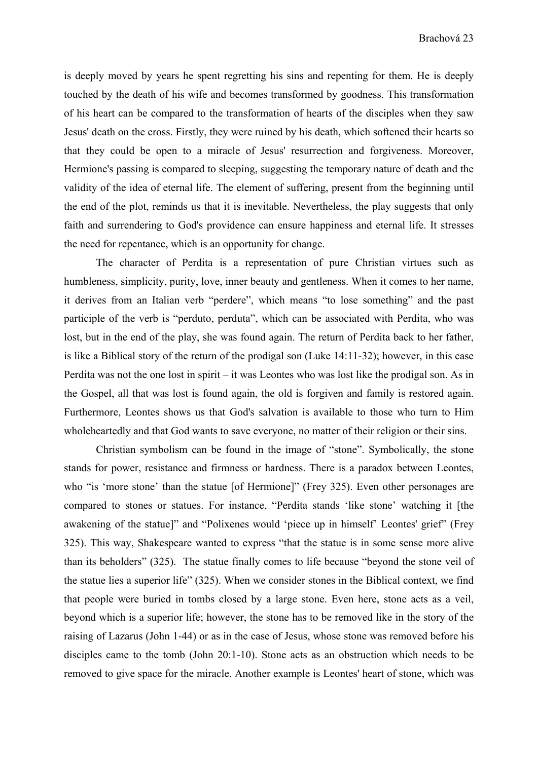is deeply moved by years he spent regretting his sins and repenting for them. He is deeply touched by the death of his wife and becomes transformed by goodness. This transformation of his heart can be compared to the transformation of hearts of the disciples when they saw Jesus' death on the cross. Firstly, they were ruined by his death, which softened their hearts so that they could be open to a miracle of Jesus' resurrection and forgiveness. Moreover, Hermione's passing is compared to sleeping, suggesting the temporary nature of death and the validity of the idea of eternal life. The element of suffering, present from the beginning until the end of the plot, reminds us that it is inevitable. Nevertheless, the play suggests that only faith and surrendering to God's providence can ensure happiness and eternal life. It stresses the need for repentance, which is an opportunity for change.

The character of Perdita is a representation of pure Christian virtues such as humbleness, simplicity, purity, love, inner beauty and gentleness. When it comes to her name, it derives from an Italian verb "perdere", which means "to lose something" and the past participle of the verb is "perduto, perduta", which can be associated with Perdita, who was lost, but in the end of the play, she was found again. The return of Perdita back to her father, is like a Biblical story of the return of the prodigal son (Luke 14:11-32); however, in this case Perdita was not the one lost in spirit – it was Leontes who was lost like the prodigal son. As in the Gospel, all that was lost is found again, the old is forgiven and family is restored again. Furthermore, Leontes shows us that God's salvation is available to those who turn to Him wholeheartedly and that God wants to save everyone, no matter of their religion or their sins.

Christian symbolism can be found in the image of "stone". Symbolically, the stone stands for power, resistance and firmness or hardness. There is a paradox between Leontes, who "is 'more stone' than the statue [of Hermione]" (Frey 325). Even other personages are compared to stones or statues. For instance, "Perdita stands 'like stone' watching it [the awakening of the statue]" and "Polixenes would 'piece up in himself' Leontes' grief" (Frey 325). This way, Shakespeare wanted to express "that the statue is in some sense more alive than its beholders" (325). The statue finally comes to life because "beyond the stone veil of the statue lies a superior life" (325). When we consider stones in the Biblical context, we find that people were buried in tombs closed by a large stone. Even here, stone acts as a veil, beyond which is a superior life; however, the stone has to be removed like in the story of the raising of Lazarus (John 1-44) or as in the case of Jesus, whose stone was removed before his disciples came to the tomb (John 20:1-10). Stone acts as an obstruction which needs to be removed to give space for the miracle. Another example is Leontes' heart of stone, which was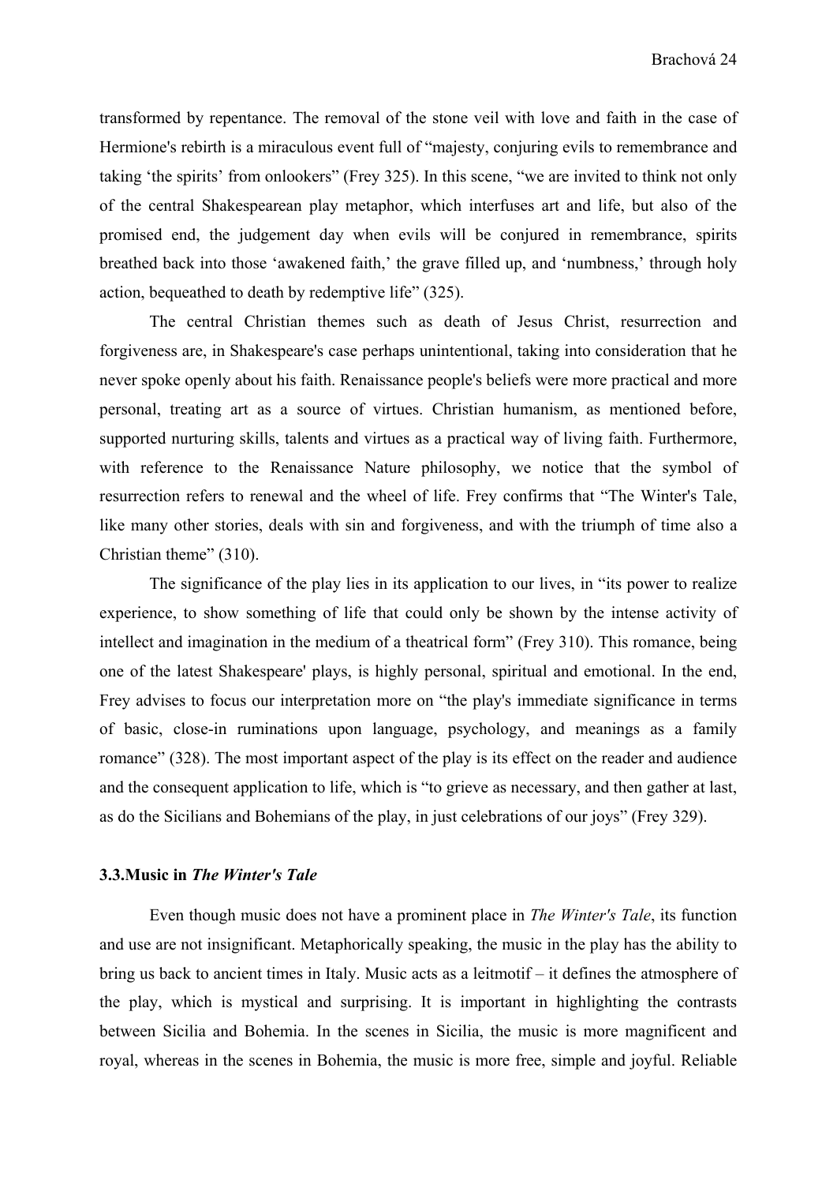transformed by repentance. The removal of the stone veil with love and faith in the case of Hermione's rebirth is a miraculous event full of "majesty, conjuring evils to remembrance and taking 'the spirits' from onlookers" (Frey 325). In this scene, "we are invited to think not only of the central Shakespearean play metaphor, which interfuses art and life, but also of the promised end, the judgement day when evils will be conjured in remembrance, spirits breathed back into those 'awakened faith,' the grave filled up, and 'numbness,' through holy action, bequeathed to death by redemptive life" (325).

The central Christian themes such as death of Jesus Christ, resurrection and forgiveness are, in Shakespeare's case perhaps unintentional, taking into consideration that he never spoke openly about his faith. Renaissance people's beliefs were more practical and more personal, treating art as a source of virtues. Christian humanism, as mentioned before, supported nurturing skills, talents and virtues as a practical way of living faith. Furthermore, with reference to the Renaissance Nature philosophy, we notice that the symbol of resurrection refers to renewal and the wheel of life. Frey confirms that "The Winter's Tale, like many other stories, deals with sin and forgiveness, and with the triumph of time also a Christian theme" (310).

The significance of the play lies in its application to our lives, in "its power to realize experience, to show something of life that could only be shown by the intense activity of intellect and imagination in the medium of a theatrical form" (Frey 310). This romance, being one of the latest Shakespeare' plays, is highly personal, spiritual and emotional. In the end, Frey advises to focus our interpretation more on "the play's immediate significance in terms of basic, close-in ruminations upon language, psychology, and meanings as a family romance" (328). The most important aspect of the play is its effect on the reader and audience and the consequent application to life, which is "to grieve as necessary, and then gather at last, as do the Sicilians and Bohemians of the play, in just celebrations of our joys" (Frey 329).

### 3.3.Music in *The Winter's Tale*

Even though music does not have a prominent place in *The Winter's Tale*, its function and use are not insignificant. Metaphorically speaking, the music in the play has the ability to bring us back to ancient times in Italy. Music acts as a leitmotif – it defines the atmosphere of the play, which is mystical and surprising. It is important in highlighting the contrasts between Sicilia and Bohemia. In the scenes in Sicilia, the music is more magnificent and royal, whereas in the scenes in Bohemia, the music is more free, simple and joyful. Reliable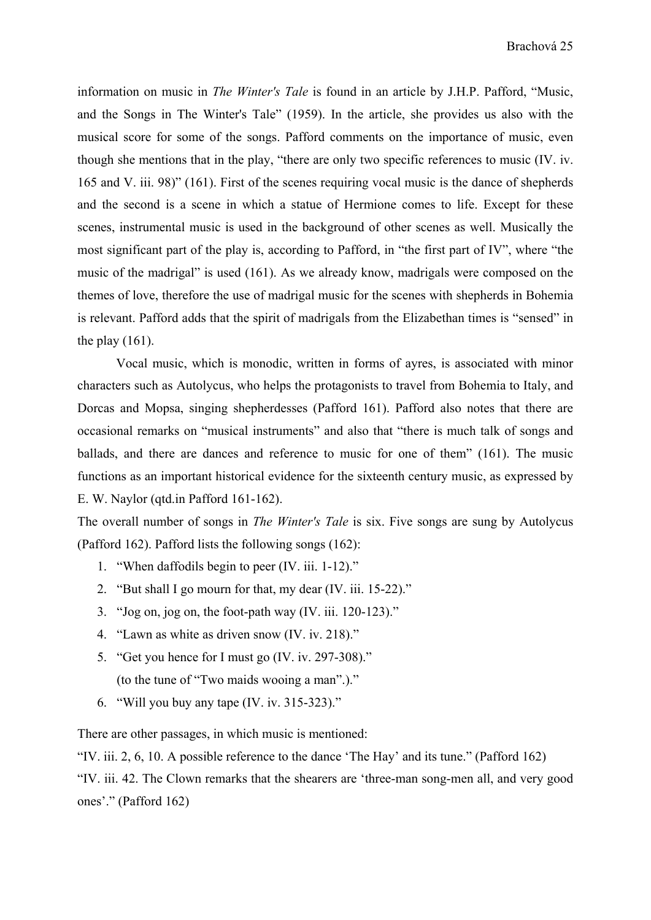information on music in *The Winter's Tale* is found in an article by J.H.P. Pafford, "Music, and the Songs in The Winter's Tale" (1959). In the article, she provides us also with the musical score for some of the songs. Pafford comments on the importance of music, even though she mentions that in the play, "there are only two specific references to music (IV. iv. 165 and V. iii. 98)" (161). First of the scenes requiring vocal music is the dance of shepherds and the second is a scene in which a statue of Hermione comes to life. Except for these scenes, instrumental music is used in the background of other scenes as well. Musically the most significant part of the play is, according to Pafford, in "the first part of IV", where "the music of the madrigal" is used (161). As we already know, madrigals were composed on the themes of love, therefore the use of madrigal music for the scenes with shepherds in Bohemia is relevant. Pafford adds that the spirit of madrigals from the Elizabethan times is "sensed" in the play (161).

Vocal music, which is monodic, written in forms of ayres, is associated with minor characters such as Autolycus, who helps the protagonists to travel from Bohemia to Italy, and Dorcas and Mopsa, singing shepherdesses (Pafford 161). Pafford also notes that there are occasional remarks on "musical instruments" and also that "there is much talk of songs and ballads, and there are dances and reference to music for one of them" (161). The music functions as an important historical evidence for the sixteenth century music, as expressed by E. W. Naylor (qtd.in Pafford 161-162).

The overall number of songs in *The Winter's Tale* is six. Five songs are sung by Autolycus (Pafford 162). Pafford lists the following songs (162):

1. "When daffodils begin to peer (IV. iii. 1-12)."
2. "But shall I go mourn for that, my dear (IV. iii. 15-22)."
3. "Jog on, jog on, the foot-path way (IV. iii. 120-123)."
4. "Lawn as white as driven snow (IV. iv. 218)."
5. "Get you hence for I must go (IV. iv. 297-308)."
   (to the tune of "Two maids wooing a man".)."
6. "Will you buy any tape (IV. iv. 315-323)."

There are other passages, in which music is mentioned:

"IV. iii. 2, 6, 10. A possible reference to the dance 'The Hay' and its tune." (Pafford 162)

"IV. iii. 42. The Clown remarks that the shearers are 'three-man song-men all, and very good ones'." (Pafford 162)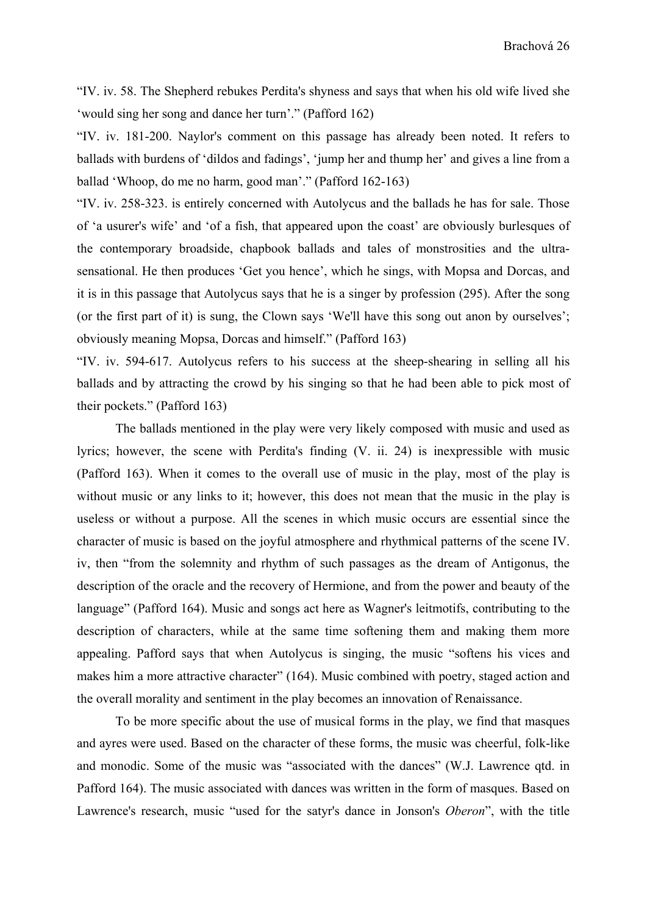"IV. iv. 58. The Shepherd rebukes Perdita's shyness and says that when his old wife lived she 'would sing her song and dance her turn'." (Pafford 162)

"IV. iv. 181-200. Naylor's comment on this passage has already been noted. It refers to ballads with burdens of 'dildos and fadings', 'jump her and thump her' and gives a line from a ballad 'Whoop, do me no harm, good man'." (Pafford 162-163)

"IV. iv. 258-323. is entirely concerned with Autolycus and the ballads he has for sale. Those of 'a usurer's wife' and 'of a fish, that appeared upon the coast' are obviously burlesques of the contemporary broadside, chapbook ballads and tales of monstrosities and the ultra-sensational. He then produces 'Get you hence', which he sings, with Mopsa and Dorcas, and it is in this passage that Autolycus says that he is a singer by profession (295). After the song (or the first part of it) is sung, the Clown says 'We'll have this song out anon by ourselves'; obviously meaning Mopsa, Dorcas and himself." (Pafford 163)

"IV. iv. 594-617. Autolycus refers to his success at the sheep-shearing in selling all his ballads and by attracting the crowd by his singing so that he had been able to pick most of their pockets." (Pafford 163)

The ballads mentioned in the play were very likely composed with music and used as lyrics; however, the scene with Perdita's finding (V. ii. 24) is inexpressible with music (Pafford 163). When it comes to the overall use of music in the play, most of the play is without music or any links to it; however, this does not mean that the music in the play is useless or without a purpose. All the scenes in which music occurs are essential since the character of music is based on the joyful atmosphere and rhythmical patterns of the scene IV. iv, then "from the solemnity and rhythm of such passages as the dream of Antigonus, the description of the oracle and the recovery of Hermione, and from the power and beauty of the language" (Pafford 164). Music and songs act here as Wagner's leitmotifs, contributing to the description of characters, while at the same time softening them and making them more appealing. Pafford says that when Autolycus is singing, the music "softens his vices and makes him a more attractive character" (164). Music combined with poetry, staged action and the overall morality and sentiment in the play becomes an innovation of Renaissance.

To be more specific about the use of musical forms in the play, we find that masques and ayres were used. Based on the character of these forms, the music was cheerful, folk-like and monodic. Some of the music was "associated with the dances" (W.J. Lawrence qtd. in Pafford 164). The music associated with dances was written in the form of masques. Based on Lawrence's research, music "used for the satyr's dance in Jonson's *Oberon*", with the title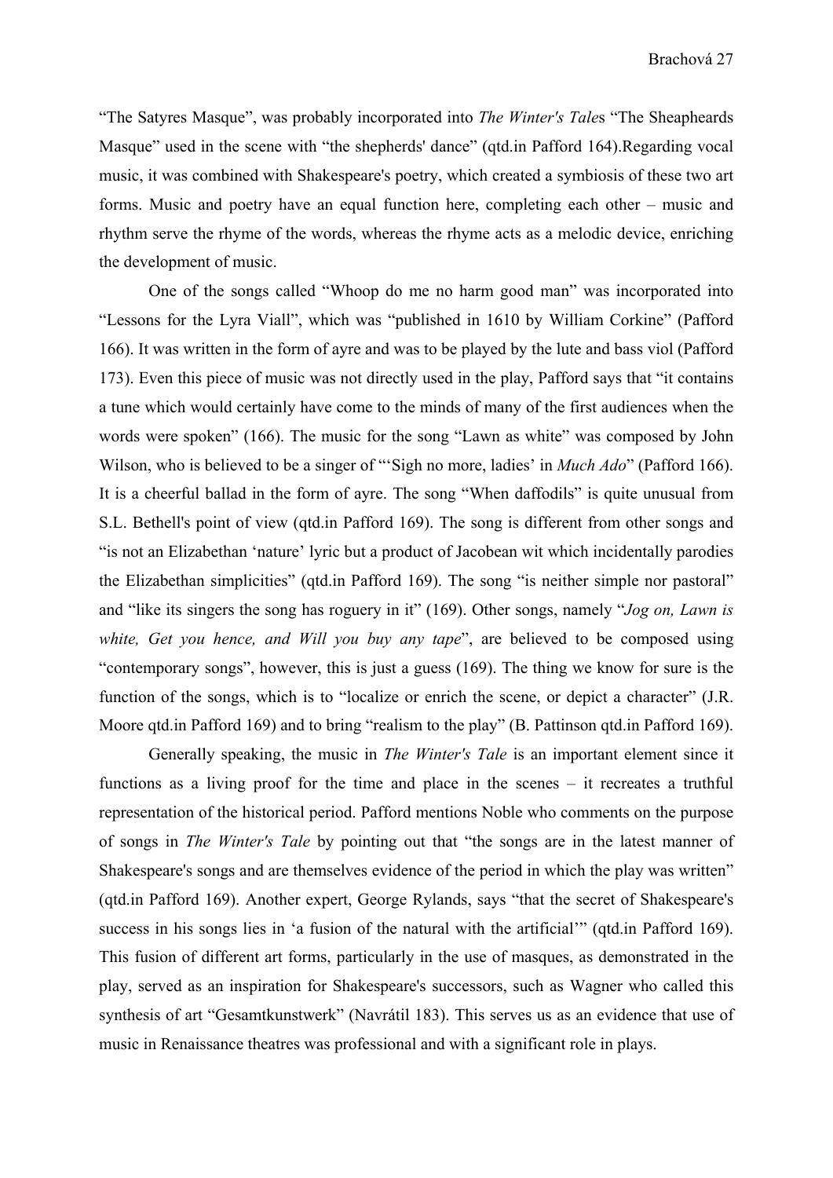"The Satyres Masque", was probably incorporated into *The Winter's Tale*s "The Sheapheards Masque" used in the scene with "the shepherds' dance" (qtd.in Pafford 164).Regarding vocal music, it was combined with Shakespeare's poetry, which created a symbiosis of these two art forms. Music and poetry have an equal function here, completing each other – music and rhythm serve the rhyme of the words, whereas the rhyme acts as a melodic device, enriching the development of music.

One of the songs called "Whoop do me no harm good man" was incorporated into "Lessons for the Lyra Viall", which was "published in 1610 by William Corkine" (Pafford 166). It was written in the form of ayre and was to be played by the lute and bass viol (Pafford 173). Even this piece of music was not directly used in the play, Pafford says that "it contains a tune which would certainly have come to the minds of many of the first audiences when the words were spoken" (166). The music for the song "Lawn as white" was composed by John Wilson, who is believed to be a singer of "'Sigh no more, ladies' in *Much Ado*" (Pafford 166). It is a cheerful ballad in the form of ayre. The song "When daffodils" is quite unusual from S.L. Bethell's point of view (qtd.in Pafford 169). The song is different from other songs and "is not an Elizabethan 'nature' lyric but a product of Jacobean wit which incidentally parodies the Elizabethan simplicities" (qtd.in Pafford 169). The song "is neither simple nor pastoral" and "like its singers the song has roguery in it" (169). Other songs, namely "*Jog on, Lawn is white, Get you hence, and Will you buy any tape*", are believed to be composed using "contemporary songs", however, this is just a guess (169). The thing we know for sure is the function of the songs, which is to "localize or enrich the scene, or depict a character" (J.R. Moore qtd.in Pafford 169) and to bring "realism to the play" (B. Pattinson qtd.in Pafford 169).

Generally speaking, the music in *The Winter's Tale* is an important element since it functions as a living proof for the time and place in the scenes – it recreates a truthful representation of the historical period. Pafford mentions Noble who comments on the purpose of songs in *The Winter's Tale* by pointing out that "the songs are in the latest manner of Shakespeare's songs and are themselves evidence of the period in which the play was written" (qtd.in Pafford 169). Another expert, George Rylands, says "that the secret of Shakespeare's success in his songs lies in 'a fusion of the natural with the artificial'" (qtd.in Pafford 169). This fusion of different art forms, particularly in the use of masques, as demonstrated in the play, served as an inspiration for Shakespeare's successors, such as Wagner who called this synthesis of art "Gesamtkunstwerk" (Navrátil 183). This serves us as an evidence that use of music in Renaissance theatres was professional and with a significant role in plays.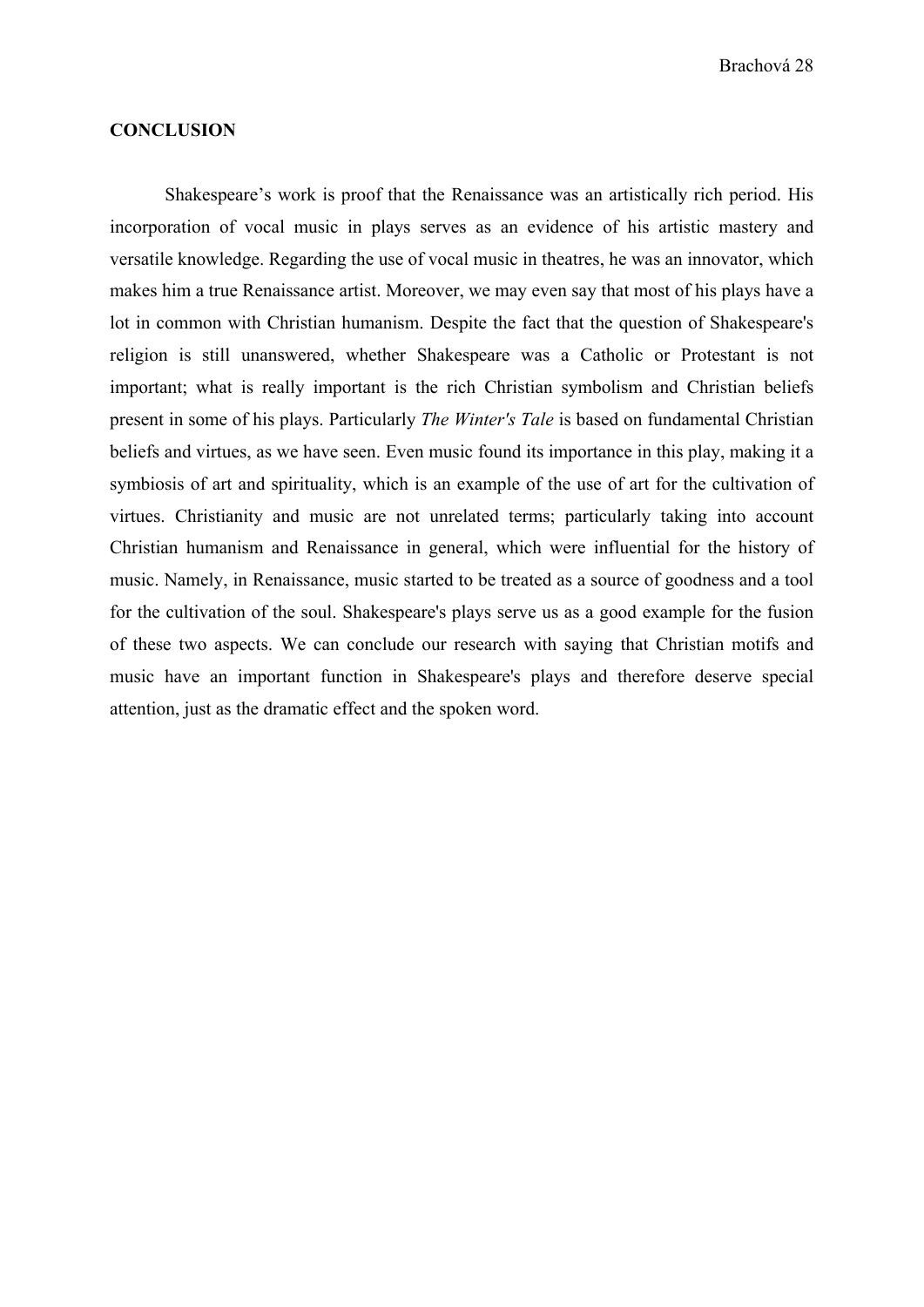## CONCLUSION

Shakespeare’s work is proof that the Renaissance was an artistically rich period. His incorporation of vocal music in plays serves as an evidence of his artistic mastery and versatile knowledge. Regarding the use of vocal music in theatres, he was an innovator, which makes him a true Renaissance artist. Moreover, we may even say that most of his plays have a lot in common with Christian humanism. Despite the fact that the question of Shakespeare's religion is still unanswered, whether Shakespeare was a Catholic or Protestant is not important; what is really important is the rich Christian symbolism and Christian beliefs present in some of his plays. Particularly *The Winter's Tale* is based on fundamental Christian beliefs and virtues, as we have seen. Even music found its importance in this play, making it a symbiosis of art and spirituality, which is an example of the use of art for the cultivation of virtues. Christianity and music are not unrelated terms; particularly taking into account Christian humanism and Renaissance in general, which were influential for the history of music. Namely, in Renaissance, music started to be treated as a source of goodness and a tool for the cultivation of the soul. Shakespeare's plays serve us as a good example for the fusion of these two aspects. We can conclude our research with saying that Christian motifs and music have an important function in Shakespeare's plays and therefore deserve special attention, just as the dramatic effect and the spoken word.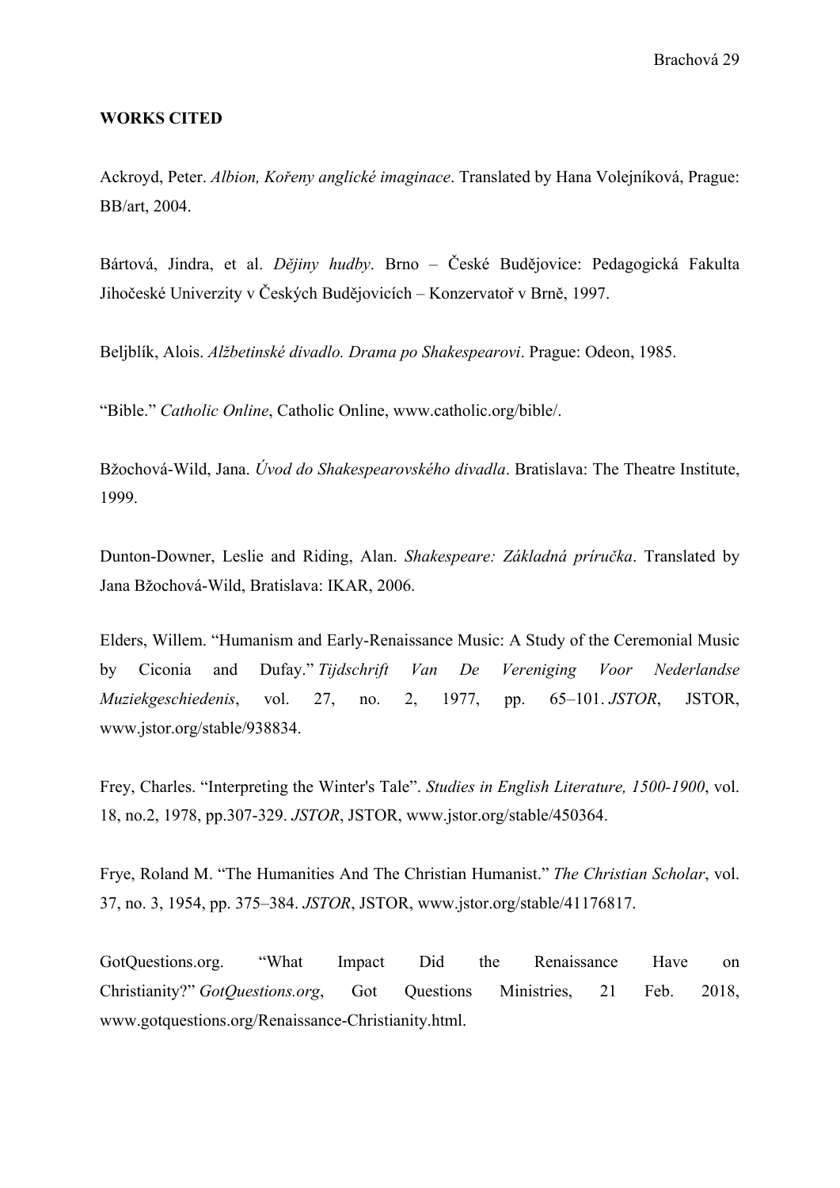**WORKS CITED**

Ackroyd, Peter. *Albion, Kořeny anglické imaginace*. Translated by Hana Volejníková, Prague: BB/art, 2004.

Bártová, Jindra, et al. *Dějiny hudby*. Brno – České Budějovice: Pedagogická Fakulta Jihočeské Univerzity v Českých Budějovicích – Konzervatoř v Brně, 1997.

Beljblík, Alois. *Alžbetinské divadlo. Drama po Shakespearovi*. Prague: Odeon, 1985.

"Bible." *Catholic Online*, Catholic Online, www.catholic.org/bible/.

Bžochová-Wild, Jana. *Úvod do Shakespearovského divadla*. Bratislava: The Theatre Institute, 1999.

Dunton-Downer, Leslie and Riding, Alan. *Shakespeare: Základná príručka*. Translated by Jana Bžochová-Wild, Bratislava: IKAR, 2006.

Elders, Willem. "Humanism and Early-Renaissance Music: A Study of the Ceremonial Music by Ciconia and Dufay." *Tijdschrift Van De Vereniging Voor Nederlandse Muziekgeschiedenis*, vol. 27, no. 2, 1977, pp. 65–101. *JSTOR*, JSTOR, www.jstor.org/stable/938834.

Frey, Charles. "Interpreting the Winter's Tale". *Studies in English Literature, 1500-1900*, vol. 18, no.2, 1978, pp.307-329. *JSTOR*, JSTOR, www.jstor.org/stable/450364.

Frye, Roland M. "The Humanities And The Christian Humanist." *The Christian Scholar*, vol. 37, no. 3, 1954, pp. 375–384. *JSTOR*, JSTOR, www.jstor.org/stable/41176817.

GotQuestions.org. "What Impact Did the Renaissance Have on Christianity?" *GotQuestions.org*, Got Questions Ministries, 21 Feb. 2018, www.gotquestions.org/Renaissance-Christianity.html.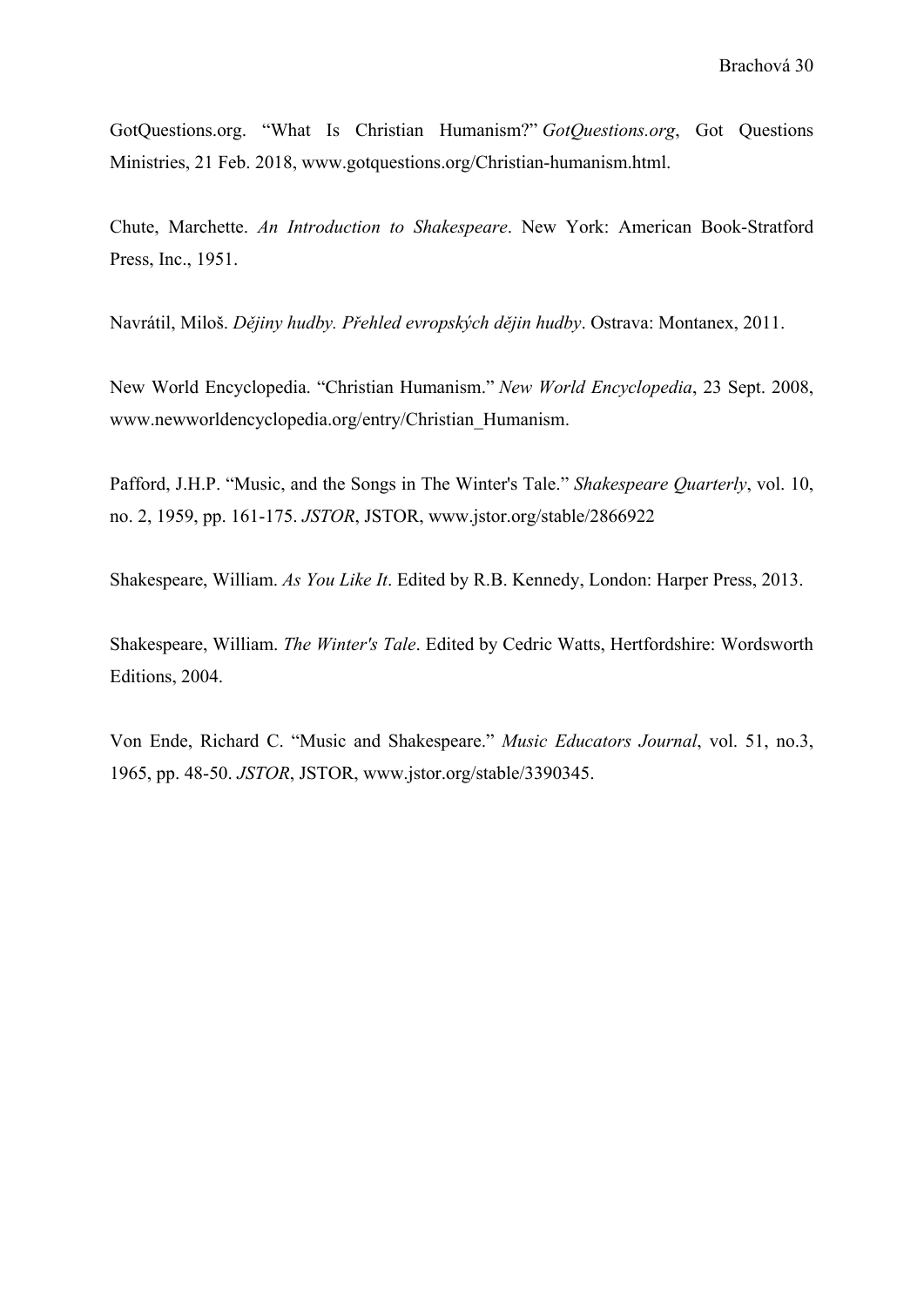GotQuestions.org. “What Is Christian Humanism?” *GotQuestions.org*, Got Questions Ministries, 21 Feb. 2018, www.gotquestions.org/Christian-humanism.html.

Chute, Marchette. *An Introduction to Shakespeare*. New York: American Book-Stratford Press, Inc., 1951.

Navrátil, Miloš. *Dějiny hudby. Přehled evropských dějin hudby*. Ostrava: Montanex, 2011.

New World Encyclopedia. “Christian Humanism.” *New World Encyclopedia*, 23 Sept. 2008, www.newworldencyclopedia.org/entry/Christian_Humanism.

Pafford, J.H.P. “Music, and the Songs in The Winter's Tale.” *Shakespeare Quarterly*, vol. 10, no. 2, 1959, pp. 161-175. *JSTOR*, JSTOR, www.jstor.org/stable/2866922

Shakespeare, William. *As You Like It*. Edited by R.B. Kennedy, London: Harper Press, 2013.

Shakespeare, William. *The Winter's Tale*. Edited by Cedric Watts, Hertfordshire: Wordsworth Editions, 2004.

Von Ende, Richard C. “Music and Shakespeare.” *Music Educators Journal*, vol. 51, no.3, 1965, pp. 48-50. *JSTOR*, JSTOR, www.jstor.org/stable/3390345.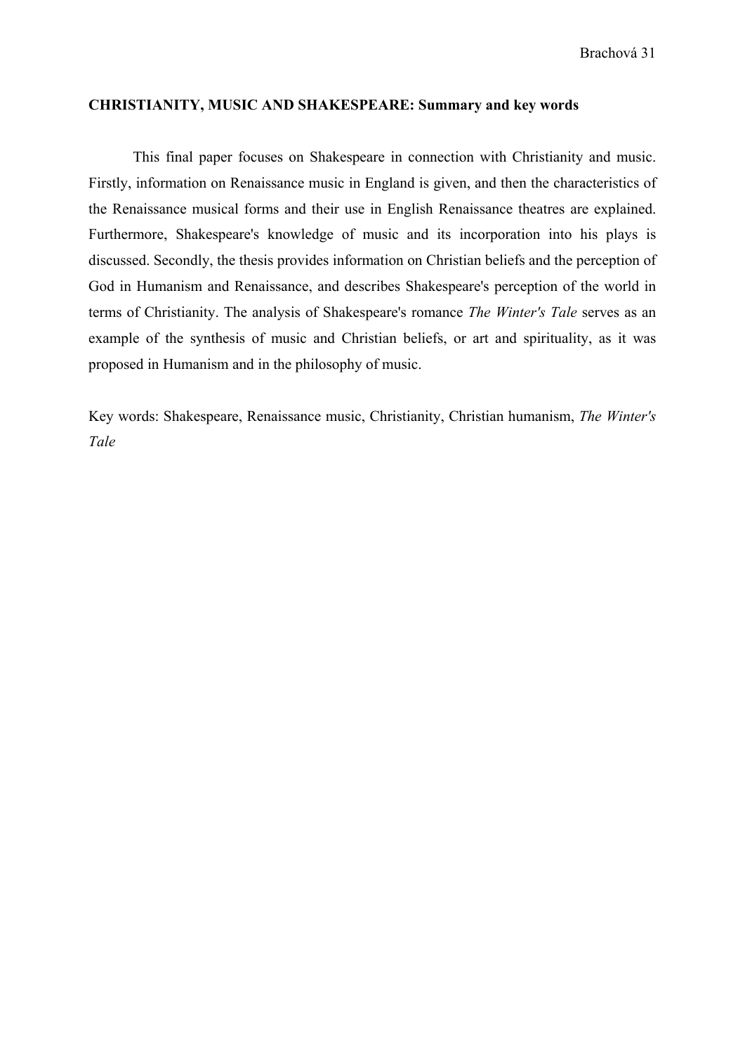**CHRISTIANITY, MUSIC AND SHAKESPEARE: Summary and key words**

This final paper focuses on Shakespeare in connection with Christianity and music. Firstly, information on Renaissance music in England is given, and then the characteristics of the Renaissance musical forms and their use in English Renaissance theatres are explained. Furthermore, Shakespeare's knowledge of music and its incorporation into his plays is discussed. Secondly, the thesis provides information on Christian beliefs and the perception of God in Humanism and Renaissance, and describes Shakespeare's perception of the world in terms of Christianity. The analysis of Shakespeare's romance *The Winter's Tale* serves as an example of the synthesis of music and Christian beliefs, or art and spirituality, as it was proposed in Humanism and in the philosophy of music.

Key words: Shakespeare, Renaissance music, Christianity, Christian humanism, *The Winter's Tale*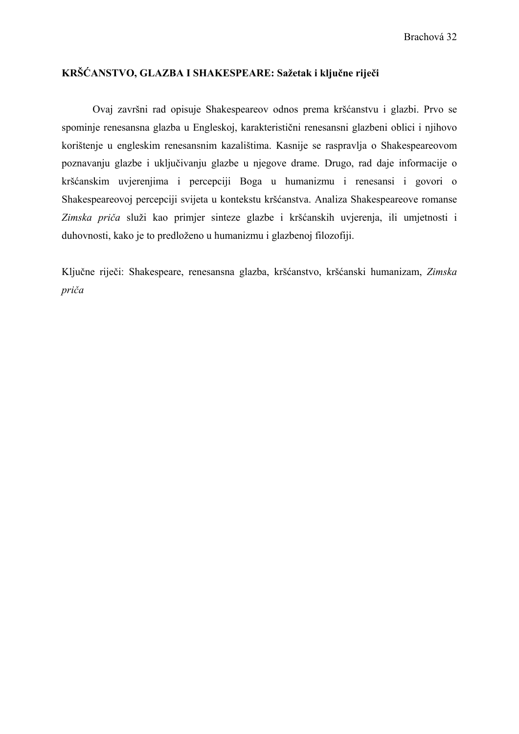**KRŠĆANSTVO, GLAZBA I SHAKESPEARE: Sažetak i ključne riječi**

Ovaj završni rad opisuje Shakespeareov odnos prema kršćanstvu i glazbi. Prvo se spominje renesansna glazba u Engleskoj, karakteristični renesansni glazbeni oblici i njihovo korištenje u engleskim renesansnim kazalištima. Kasnije se raspravlja o Shakespeareovom poznavanju glazbe i uključivanju glazbe u njegove drame. Drugo, rad daje informacije o kršćanskim uvjerenjima i percepciji Boga u humanizmu i renesansi i govori o Shakespeareovoj percepciji svijeta u kontekstu kršćanstva. Analiza Shakespeareove romanse *Zimska priča* služi kao primjer sinteze glazbe i kršćanskih uvjerenja, ili umjetnosti i duhovnosti, kako je to predloženo u humanizmu i glazbenoj filozofiji.

Ključne riječi: Shakespeare, renesansna glazba, kršćanstvo, kršćanski humanizam, *Zimska priča*